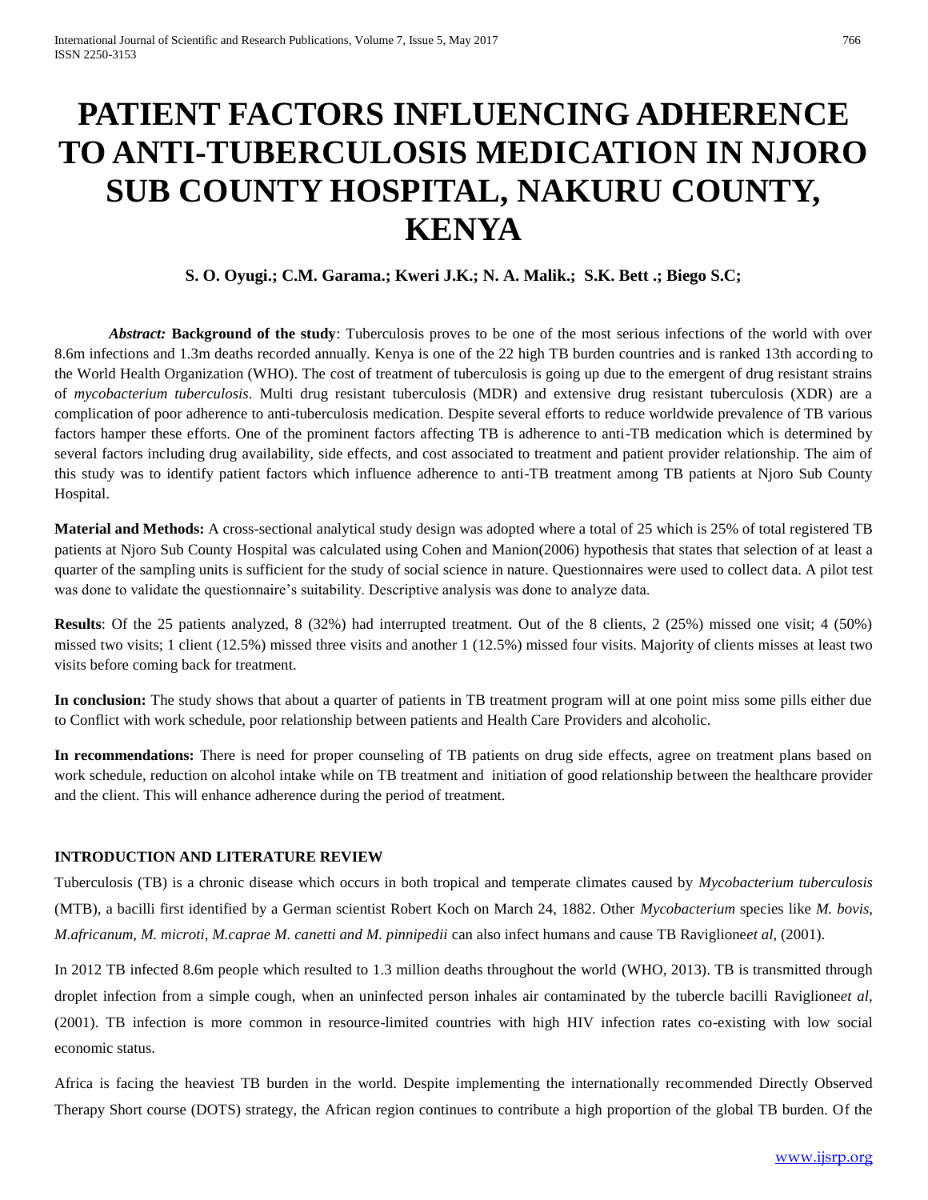# PATIENT FACTORS INFLUENCING ADHERENCE TO ANTI-TUBERCULOSIS MEDICATION IN NJORO SUB COUNTY HOSPITAL, NAKURU COUNTY, KENYA

**S. O. Oyugi.; C.M. Garama.; Kweri J.K.; N. A. Malik.; S.K. Bett .; Biego S.C;**

***Abstract:*** **Background of the study**: Tuberculosis proves to be one of the most serious infections of the world with over 8.6m infections and 1.3m deaths recorded annually. Kenya is one of the 22 high TB burden countries and is ranked 13th according to the World Health Organization (WHO). The cost of treatment of tuberculosis is going up due to the emergent of drug resistant strains of *mycobacterium tuberculosis*. Multi drug resistant tuberculosis (MDR) and extensive drug resistant tuberculosis (XDR) are a complication of poor adherence to anti-tuberculosis medication. Despite several efforts to reduce worldwide prevalence of TB various factors hamper these efforts. One of the prominent factors affecting TB is adherence to anti-TB medication which is determined by several factors including drug availability, side effects, and cost associated to treatment and patient provider relationship. The aim of this study was to identify patient factors which influence adherence to anti-TB treatment among TB patients at Njoro Sub County Hospital.

**Material and Methods:** A cross-sectional analytical study design was adopted where a total of 25 which is 25% of total registered TB patients at Njoro Sub County Hospital was calculated using Cohen and Manion(2006) hypothesis that states that selection of at least a quarter of the sampling units is sufficient for the study of social science in nature. Questionnaires were used to collect data. A pilot test was done to validate the questionnaire's suitability. Descriptive analysis was done to analyze data.

**Results**: Of the 25 patients analyzed, 8 (32%) had interrupted treatment. Out of the 8 clients, 2 (25%) missed one visit; 4 (50%) missed two visits; 1 client (12.5%) missed three visits and another 1 (12.5%) missed four visits. Majority of clients misses at least two visits before coming back for treatment.

**In conclusion:** The study shows that about a quarter of patients in TB treatment program will at one point miss some pills either due to Conflict with work schedule, poor relationship between patients and Health Care Providers and alcoholic.

**In recommendations:** There is need for proper counseling of TB patients on drug side effects, agree on treatment plans based on work schedule, reduction on alcohol intake while on TB treatment and initiation of good relationship between the healthcare provider and the client. This will enhance adherence during the period of treatment.

## INTRODUCTION AND LITERATURE REVIEW

Tuberculosis (TB) is a chronic disease which occurs in both tropical and temperate climates caused by *Mycobacterium tuberculosis* (MTB), a bacilli first identified by a German scientist Robert Koch on March 24, 1882. Other *Mycobacterium* species like *M. bovis, M.africanum, M. microti, M.caprae M. canetti and M. pinnipedii* can also infect humans and cause TB Raviglione*et al,* (2001).

In 2012 TB infected 8.6m people which resulted to 1.3 million deaths throughout the world (WHO, 2013). TB is transmitted through droplet infection from a simple cough, when an uninfected person inhales air contaminated by the tubercle bacilli Raviglione*et al,* (2001). TB infection is more common in resource-limited countries with high HIV infection rates co-existing with low social economic status.

Africa is facing the heaviest TB burden in the world. Despite implementing the internationally recommended Directly Observed Therapy Short course (DOTS) strategy, the African region continues to contribute a high proportion of the global TB burden. Of the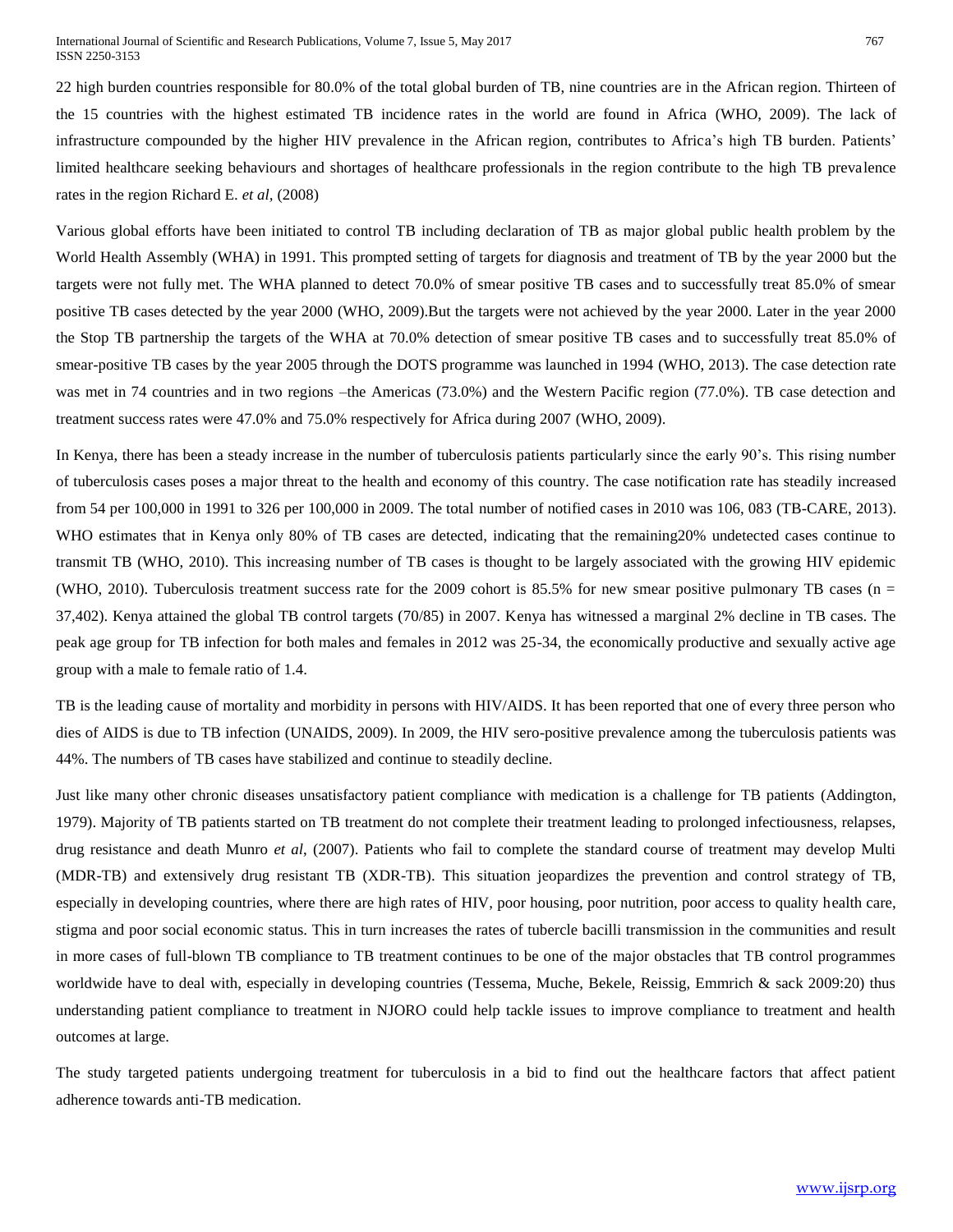22 high burden countries responsible for 80.0% of the total global burden of TB, nine countries are in the African region. Thirteen of the 15 countries with the highest estimated TB incidence rates in the world are found in Africa (WHO, 2009). The lack of infrastructure compounded by the higher HIV prevalence in the African region, contributes to Africa's high TB burden. Patients' limited healthcare seeking behaviours and shortages of healthcare professionals in the region contribute to the high TB prevalence rates in the region Richard E. *et al*, (2008)

Various global efforts have been initiated to control TB including declaration of TB as major global public health problem by the World Health Assembly (WHA) in 1991. This prompted setting of targets for diagnosis and treatment of TB by the year 2000 but the targets were not fully met. The WHA planned to detect 70.0% of smear positive TB cases and to successfully treat 85.0% of smear positive TB cases detected by the year 2000 (WHO, 2009).But the targets were not achieved by the year 2000. Later in the year 2000 the Stop TB partnership the targets of the WHA at 70.0% detection of smear positive TB cases and to successfully treat 85.0% of smear-positive TB cases by the year 2005 through the DOTS programme was launched in 1994 (WHO, 2013). The case detection rate was met in 74 countries and in two regions –the Americas (73.0%) and the Western Pacific region (77.0%). TB case detection and treatment success rates were 47.0% and 75.0% respectively for Africa during 2007 (WHO, 2009).

In Kenya, there has been a steady increase in the number of tuberculosis patients particularly since the early 90's. This rising number of tuberculosis cases poses a major threat to the health and economy of this country. The case notification rate has steadily increased from 54 per 100,000 in 1991 to 326 per 100,000 in 2009. The total number of notified cases in 2010 was 106, 083 (TB-CARE, 2013). WHO estimates that in Kenya only 80% of TB cases are detected, indicating that the remaining20% undetected cases continue to transmit TB (WHO, 2010). This increasing number of TB cases is thought to be largely associated with the growing HIV epidemic (WHO, 2010). Tuberculosis treatment success rate for the 2009 cohort is 85.5% for new smear positive pulmonary TB cases (n = 37,402). Kenya attained the global TB control targets (70/85) in 2007. Kenya has witnessed a marginal 2% decline in TB cases. The peak age group for TB infection for both males and females in 2012 was 25-34, the economically productive and sexually active age group with a male to female ratio of 1.4.

TB is the leading cause of mortality and morbidity in persons with HIV/AIDS. It has been reported that one of every three person who dies of AIDS is due to TB infection (UNAIDS, 2009). In 2009, the HIV sero-positive prevalence among the tuberculosis patients was 44%. The numbers of TB cases have stabilized and continue to steadily decline.

Just like many other chronic diseases unsatisfactory patient compliance with medication is a challenge for TB patients (Addington, 1979). Majority of TB patients started on TB treatment do not complete their treatment leading to prolonged infectiousness, relapses, drug resistance and death Munro *et al*, (2007). Patients who fail to complete the standard course of treatment may develop Multi (MDR-TB) and extensively drug resistant TB (XDR-TB). This situation jeopardizes the prevention and control strategy of TB, especially in developing countries, where there are high rates of HIV, poor housing, poor nutrition, poor access to quality health care, stigma and poor social economic status. This in turn increases the rates of tubercle bacilli transmission in the communities and result in more cases of full-blown TB compliance to TB treatment continues to be one of the major obstacles that TB control programmes worldwide have to deal with, especially in developing countries (Tessema, Muche, Bekele, Reissig, Emmrich & sack 2009:20) thus understanding patient compliance to treatment in NJORO could help tackle issues to improve compliance to treatment and health outcomes at large.

The study targeted patients undergoing treatment for tuberculosis in a bid to find out the healthcare factors that affect patient adherence towards anti-TB medication.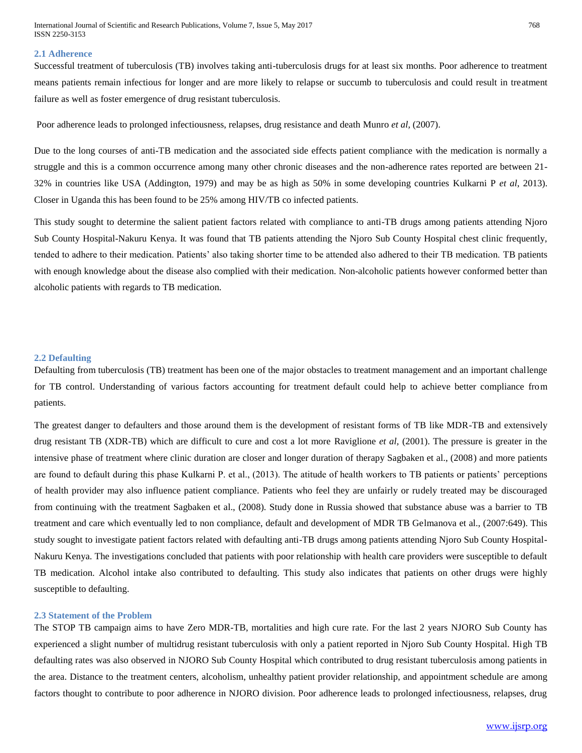### 2.1 Adherence

Successful treatment of tuberculosis (TB) involves taking anti-tuberculosis drugs for at least six months. Poor adherence to treatment means patients remain infectious for longer and are more likely to relapse or succumb to tuberculosis and could result in treatment failure as well as foster emergence of drug resistant tuberculosis.

Poor adherence leads to prolonged infectiousness, relapses, drug resistance and death Munro *et al,* (2007).

Due to the long courses of anti-TB medication and the associated side effects patient compliance with the medication is normally a struggle and this is a common occurrence among many other chronic diseases and the non-adherence rates reported are between 21-32% in countries like USA (Addington, 1979) and may be as high as 50% in some developing countries Kulkarni P *et al*, 2013). Closer in Uganda this has been found to be 25% among HIV/TB co infected patients.

This study sought to determine the salient patient factors related with compliance to anti-TB drugs among patients attending Njoro Sub County Hospital-Nakuru Kenya. It was found that TB patients attending the Njoro Sub County Hospital chest clinic frequently, tended to adhere to their medication. Patients' also taking shorter time to be attended also adhered to their TB medication. TB patients with enough knowledge about the disease also complied with their medication. Non-alcoholic patients however conformed better than alcoholic patients with regards to TB medication.

### 2.2 Defaulting

Defaulting from tuberculosis (TB) treatment has been one of the major obstacles to treatment management and an important challenge for TB control. Understanding of various factors accounting for treatment default could help to achieve better compliance from patients.

The greatest danger to defaulters and those around them is the development of resistant forms of TB like MDR-TB and extensively drug resistant TB (XDR-TB) which are difficult to cure and cost a lot more Raviglione *et al,* (2001). The pressure is greater in the intensive phase of treatment where clinic duration are closer and longer duration of therapy Sagbaken et al., (2008) and more patients are found to default during this phase Kulkarni P. et al., (2013). The atitude of health workers to TB patients or patients' perceptions of health provider may also influence patient compliance. Patients who feel they are unfairly or rudely treated may be discouraged from continuing with the treatment Sagbaken et al., (2008). Study done in Russia showed that substance abuse was a barrier to TB treatment and care which eventually led to non compliance, default and development of MDR TB Gelmanova et al., (2007:649). This study sought to investigate patient factors related with defaulting anti-TB drugs among patients attending Njoro Sub County Hospital-Nakuru Kenya. The investigations concluded that patients with poor relationship with health care providers were susceptible to default TB medication. Alcohol intake also contributed to defaulting. This study also indicates that patients on other drugs were highly susceptible to defaulting.

### 2.3 Statement of the Problem

The STOP TB campaign aims to have Zero MDR-TB, mortalities and high cure rate. For the last 2 years NJORO Sub County has experienced a slight number of multidrug resistant tuberculosis with only a patient reported in Njoro Sub County Hospital. High TB defaulting rates was also observed in NJORO Sub County Hospital which contributed to drug resistant tuberculosis among patients in the area. Distance to the treatment centers, alcoholism, unhealthy patient provider relationship, and appointment schedule are among factors thought to contribute to poor adherence in NJORO division. Poor adherence leads to prolonged infectiousness, relapses, drug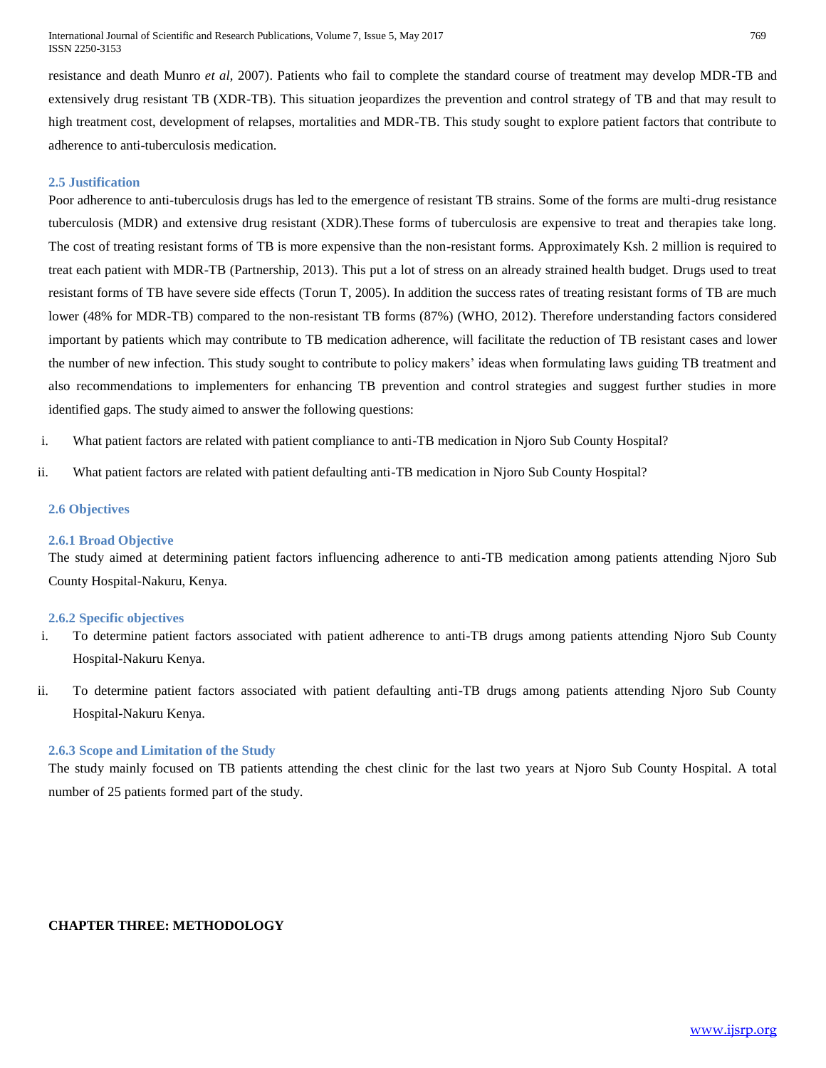resistance and death Munro *et al*, 2007). Patients who fail to complete the standard course of treatment may develop MDR-TB and extensively drug resistant TB (XDR-TB). This situation jeopardizes the prevention and control strategy of TB and that may result to high treatment cost, development of relapses, mortalities and MDR-TB. This study sought to explore patient factors that contribute to adherence to anti-tuberculosis medication.

### 2.5 Justification

Poor adherence to anti-tuberculosis drugs has led to the emergence of resistant TB strains. Some of the forms are multi-drug resistance tuberculosis (MDR) and extensive drug resistant (XDR).These forms of tuberculosis are expensive to treat and therapies take long. The cost of treating resistant forms of TB is more expensive than the non-resistant forms. Approximately Ksh. 2 million is required to treat each patient with MDR-TB (Partnership, 2013). This put a lot of stress on an already strained health budget. Drugs used to treat resistant forms of TB have severe side effects (Torun T, 2005). In addition the success rates of treating resistant forms of TB are much lower (48% for MDR-TB) compared to the non-resistant TB forms (87%) (WHO, 2012). Therefore understanding factors considered important by patients which may contribute to TB medication adherence, will facilitate the reduction of TB resistant cases and lower the number of new infection. This study sought to contribute to policy makers' ideas when formulating laws guiding TB treatment and also recommendations to implementers for enhancing TB prevention and control strategies and suggest further studies in more identified gaps. The study aimed to answer the following questions:

i. What patient factors are related with patient compliance to anti-TB medication in Njoro Sub County Hospital?

ii. What patient factors are related with patient defaulting anti-TB medication in Njoro Sub County Hospital?

### 2.6 Objectives

#### 2.6.1 Broad Objective

The study aimed at determining patient factors influencing adherence to anti-TB medication among patients attending Njoro Sub County Hospital-Nakuru, Kenya.

#### 2.6.2 Specific objectives

i. To determine patient factors associated with patient adherence to anti-TB drugs among patients attending Njoro Sub County Hospital-Nakuru Kenya.

ii. To determine patient factors associated with patient defaulting anti-TB drugs among patients attending Njoro Sub County Hospital-Nakuru Kenya.

#### 2.6.3 Scope and Limitation of the Study

The study mainly focused on TB patients attending the chest clinic for the last two years at Njoro Sub County Hospital. A total number of 25 patients formed part of the study.

## CHAPTER THREE: METHODOLOGY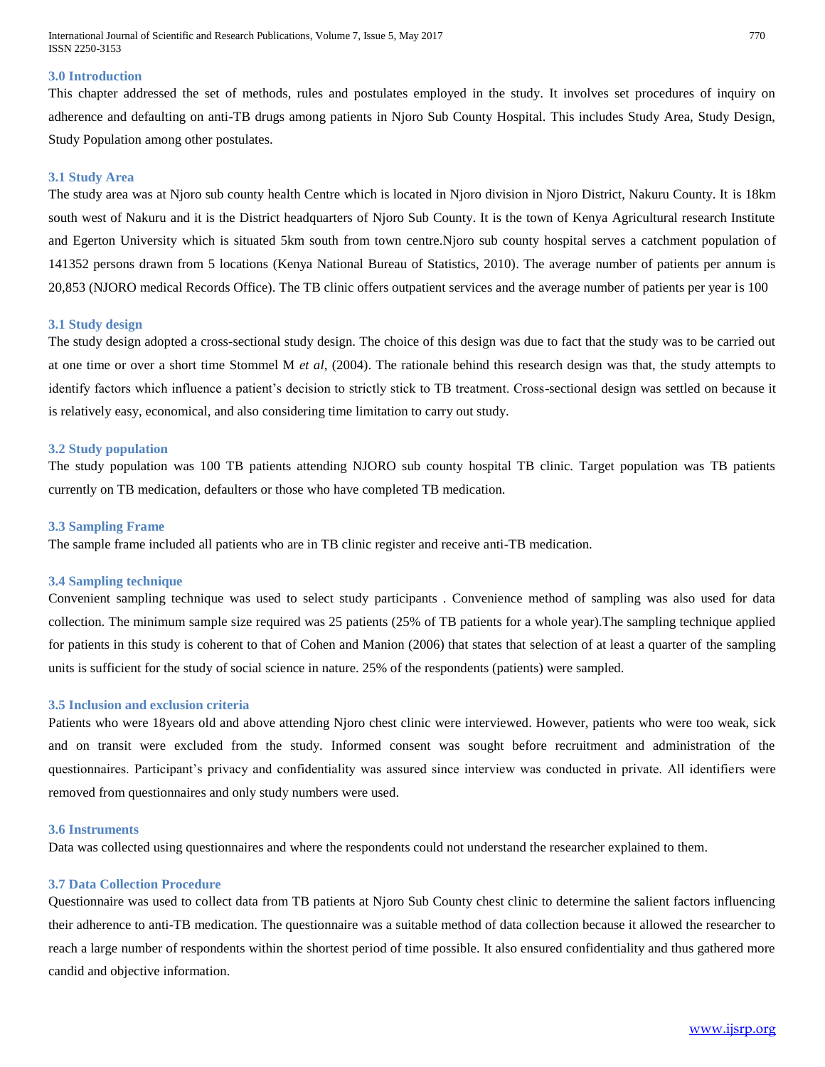### 3.0 Introduction

This chapter addressed the set of methods, rules and postulates employed in the study. It involves set procedures of inquiry on adherence and defaulting on anti-TB drugs among patients in Njoro Sub County Hospital. This includes Study Area, Study Design, Study Population among other postulates.

### 3.1 Study Area

The study area was at Njoro sub county health Centre which is located in Njoro division in Njoro District, Nakuru County. It is 18km south west of Nakuru and it is the District headquarters of Njoro Sub County. It is the town of Kenya Agricultural research Institute and Egerton University which is situated 5km south from town centre.Njoro sub county hospital serves a catchment population of 141352 persons drawn from 5 locations (Kenya National Bureau of Statistics, 2010). The average number of patients per annum is 20,853 (NJORO medical Records Office). The TB clinic offers outpatient services and the average number of patients per year is 100

### 3.1 Study design

The study design adopted a cross-sectional study design. The choice of this design was due to fact that the study was to be carried out at one time or over a short time Stommel M *et al*, (2004). The rationale behind this research design was that, the study attempts to identify factors which influence a patient's decision to strictly stick to TB treatment. Cross-sectional design was settled on because it is relatively easy, economical, and also considering time limitation to carry out study.

### 3.2 Study population

The study population was 100 TB patients attending NJORO sub county hospital TB clinic. Target population was TB patients currently on TB medication, defaulters or those who have completed TB medication.

### 3.3 Sampling Frame

The sample frame included all patients who are in TB clinic register and receive anti-TB medication.

### 3.4 Sampling technique

Convenient sampling technique was used to select study participants . Convenience method of sampling was also used for data collection. The minimum sample size required was 25 patients (25% of TB patients for a whole year).The sampling technique applied for patients in this study is coherent to that of Cohen and Manion (2006) that states that selection of at least a quarter of the sampling units is sufficient for the study of social science in nature. 25% of the respondents (patients) were sampled.

### 3.5 Inclusion and exclusion criteria

Patients who were 18years old and above attending Njoro chest clinic were interviewed. However, patients who were too weak, sick and on transit were excluded from the study. Informed consent was sought before recruitment and administration of the questionnaires. Participant's privacy and confidentiality was assured since interview was conducted in private. All identifiers were removed from questionnaires and only study numbers were used.

### 3.6 Instruments

Data was collected using questionnaires and where the respondents could not understand the researcher explained to them.

### 3.7 Data Collection Procedure

Questionnaire was used to collect data from TB patients at Njoro Sub County chest clinic to determine the salient factors influencing their adherence to anti-TB medication. The questionnaire was a suitable method of data collection because it allowed the researcher to reach a large number of respondents within the shortest period of time possible. It also ensured confidentiality and thus gathered more candid and objective information.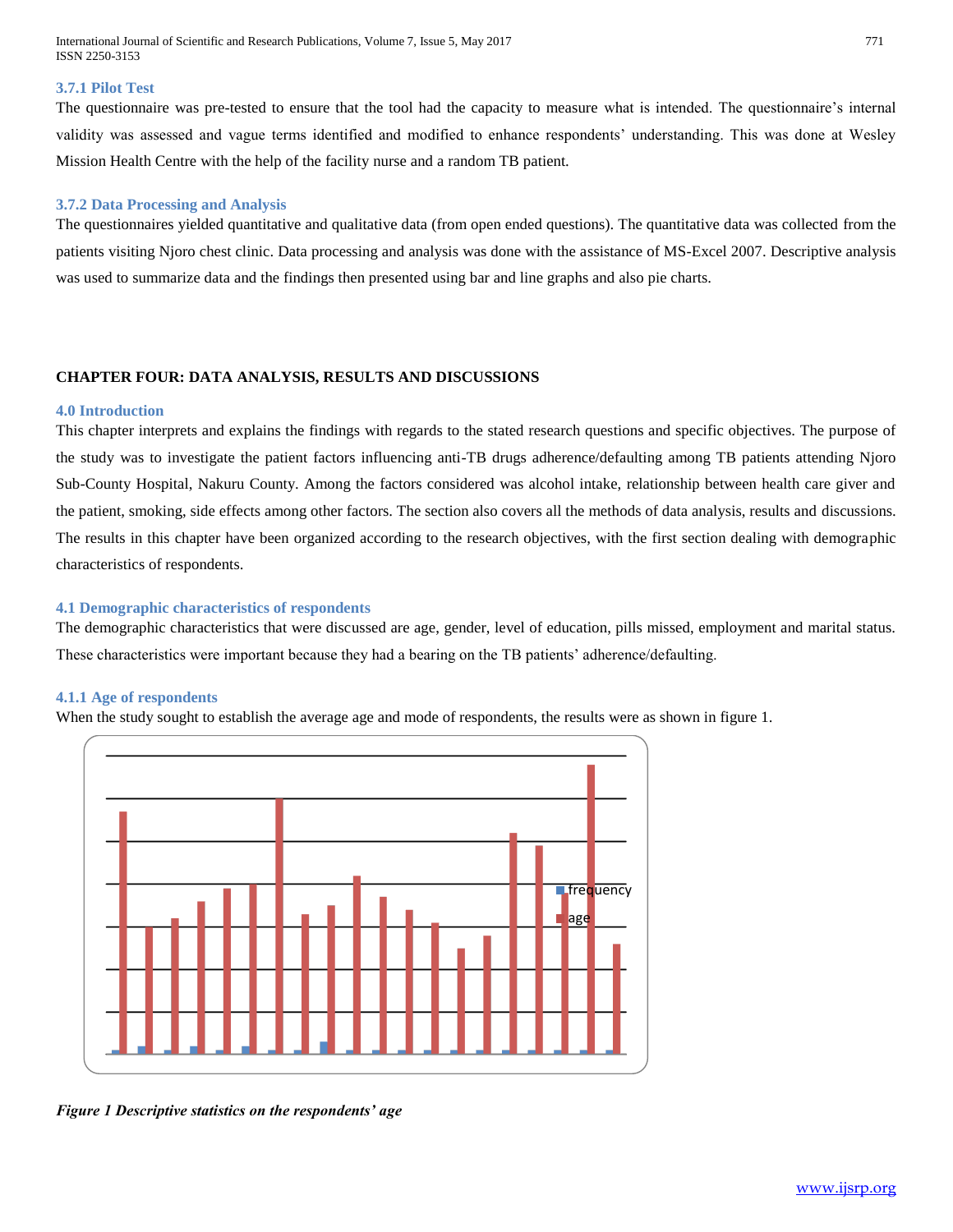### 3.7.1 Pilot Test

The questionnaire was pre-tested to ensure that the tool had the capacity to measure what is intended. The questionnaire's internal validity was assessed and vague terms identified and modified to enhance respondents' understanding. This was done at Wesley Mission Health Centre with the help of the facility nurse and a random TB patient.

### 3.7.2 Data Processing and Analysis

The questionnaires yielded quantitative and qualitative data (from open ended questions). The quantitative data was collected from the patients visiting Njoro chest clinic. Data processing and analysis was done with the assistance of MS-Excel 2007. Descriptive analysis was used to summarize data and the findings then presented using bar and line graphs and also pie charts.

## CHAPTER FOUR: DATA ANALYSIS, RESULTS AND DISCUSSIONS

### 4.0 Introduction

This chapter interprets and explains the findings with regards to the stated research questions and specific objectives. The purpose of the study was to investigate the patient factors influencing anti-TB drugs adherence/defaulting among TB patients attending Njoro Sub-County Hospital, Nakuru County. Among the factors considered was alcohol intake, relationship between health care giver and the patient, smoking, side effects among other factors. The section also covers all the methods of data analysis, results and discussions. The results in this chapter have been organized according to the research objectives, with the first section dealing with demographic characteristics of respondents.

### 4.1 Demographic characteristics of respondents

The demographic characteristics that were discussed are age, gender, level of education, pills missed, employment and marital status. These characteristics were important because they had a bearing on the TB patients' adherence/defaulting.

### 4.1.1 Age of respondents

When the study sought to establish the average age and mode of respondents, the results were as shown in figure 1.

*Figure 1 Descriptive statistics on the respondents' age*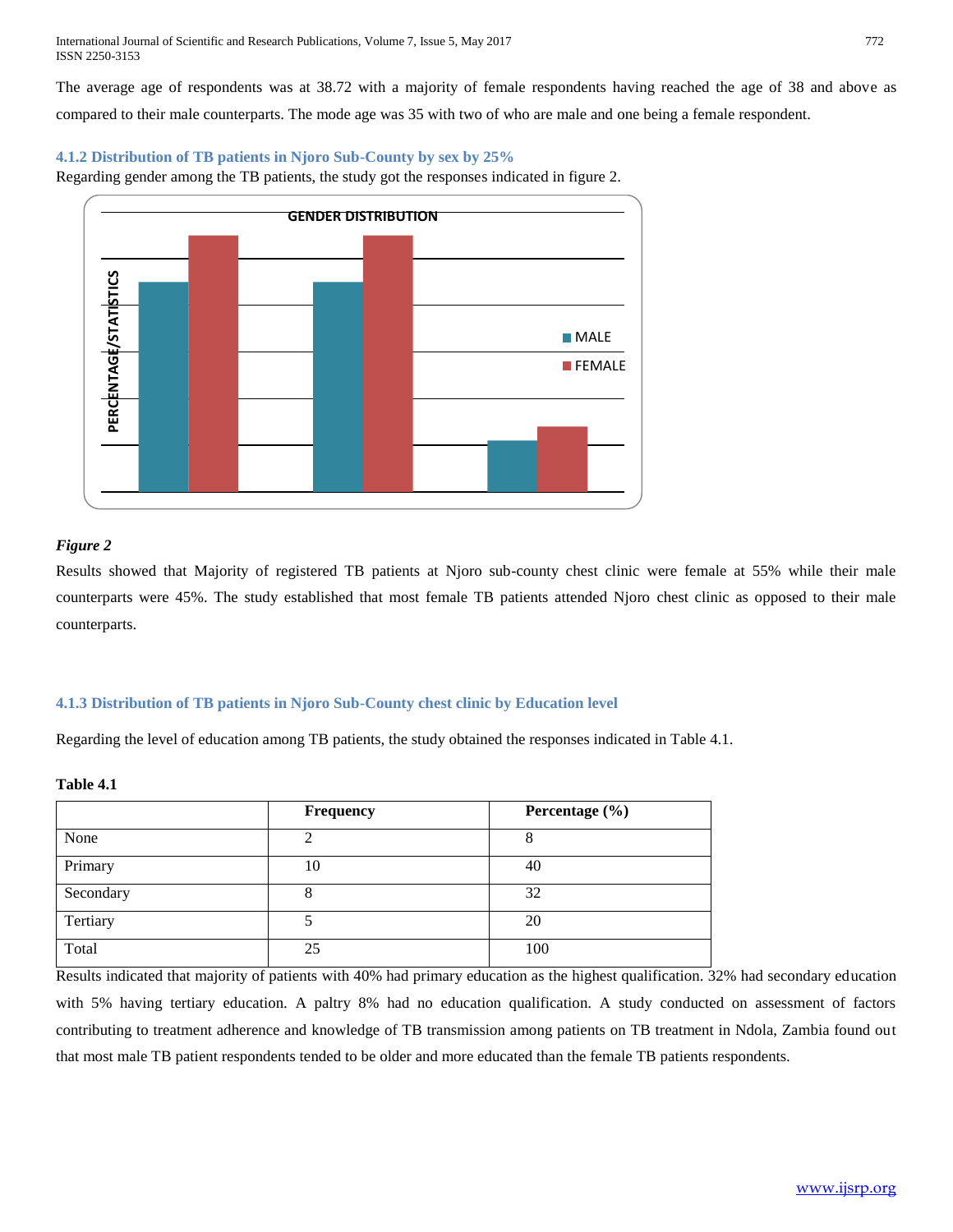The average age of respondents was at 38.72 with a majority of female respondents having reached the age of 38 and above as compared to their male counterparts. The mode age was 35 with two of who are male and one being a female respondent.

### 4.1.2 Distribution of TB patients in Njoro Sub-County by sex by 25%

Regarding gender among the TB patients, the study got the responses indicated in figure 2.

*Figure 2*

Results showed that Majority of registered TB patients at Njoro sub-county chest clinic were female at 55% while their male counterparts were 45%. The study established that most female TB patients attended Njoro chest clinic as opposed to their male counterparts.

### 4.1.3 Distribution of TB patients in Njoro Sub-County chest clinic by Education level

Regarding the level of education among TB patients, the study obtained the responses indicated in Table 4.1.

**Table 4.1**

| | Frequency | Percentage (%) |
|---|---|---|
| None | 2 | 8 |
| Primary | 10 | 40 |
| Secondary | 8 | 32 |
| Tertiary | 5 | 20 |
| Total | 25 | 100 |

Results indicated that majority of patients with 40% had primary education as the highest qualification. 32% had secondary education with 5% having tertiary education. A paltry 8% had no education qualification. A study conducted on assessment of factors contributing to treatment adherence and knowledge of TB transmission among patients on TB treatment in Ndola, Zambia found out that most male TB patient respondents tended to be older and more educated than the female TB patients respondents.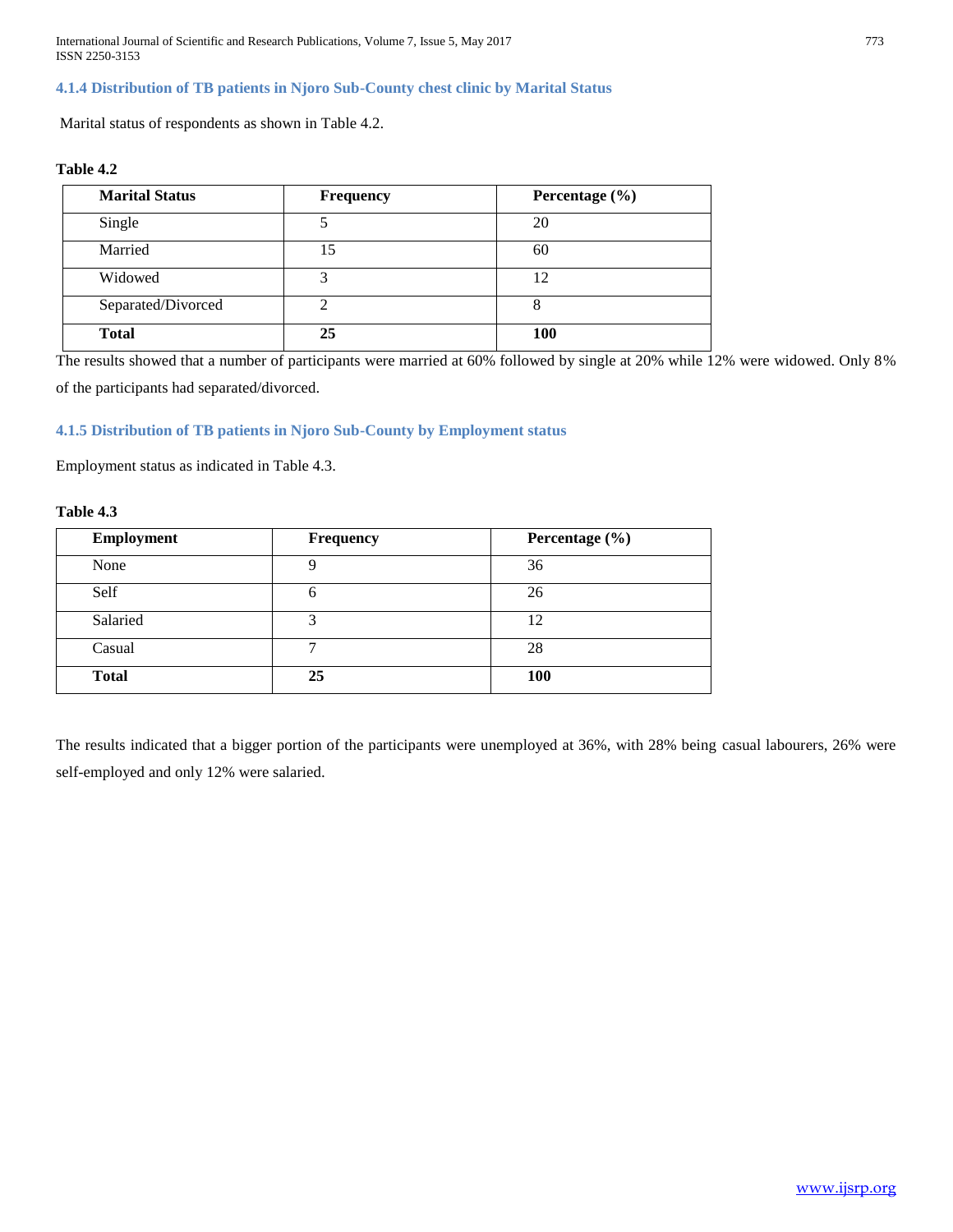### 4.1.4 Distribution of TB patients in Njoro Sub-County chest clinic by Marital Status

Marital status of respondents as shown in Table 4.2.

**Table 4.2**

| Marital Status | Frequency | Percentage (%) |
|---|---|---|
| Single | 5 | 20 |
| Married | 15 | 60 |
| Widowed | 3 | 12 |
| Separated/Divorced | 2 | 8 |
| **Total** | **25** | **100** |

The results showed that a number of participants were married at 60% followed by single at 20% while 12% were widowed. Only 8% of the participants had separated/divorced.

### 4.1.5 Distribution of TB patients in Njoro Sub-County by Employment status

Employment status as indicated in Table 4.3.

**Table 4.3**

| Employment | Frequency | Percentage (%) |
|---|---|---|
| None | 9 | 36 |
| Self | 6 | 26 |
| Salaried | 3 | 12 |
| Casual | 7 | 28 |
| **Total** | **25** | **100** |

The results indicated that a bigger portion of the participants were unemployed at 36%, with 28% being casual labourers, 26% were self-employed and only 12% were salaried.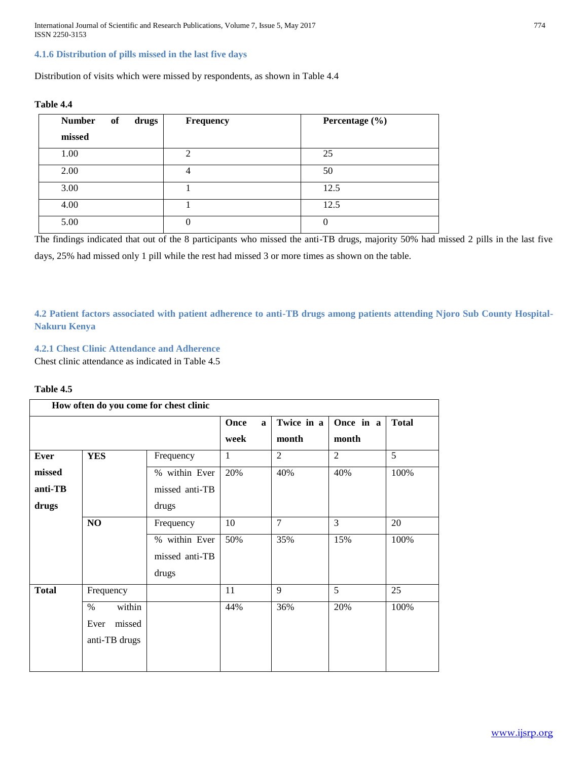### 4.1.6 Distribution of pills missed in the last five days

Distribution of visits which were missed by respondents, as shown in Table 4.4

**Table 4.4**

| Number of drugs missed | Frequency | Percentage (%) |
|---|---|---|
| 1.00 | 2 | 25 |
| 2.00 | 4 | 50 |
| 3.00 | 1 | 12.5 |
| 4.00 | 1 | 12.5 |
| 5.00 | 0 | 0 |

The findings indicated that out of the 8 participants who missed the anti-TB drugs, majority 50% had missed 2 pills in the last five days, 25% had missed only 1 pill while the rest had missed 3 or more times as shown on the table.

## 4.2 Patient factors associated with patient adherence to anti-TB drugs among patients attending Njoro Sub County Hospital-Nakuru Kenya

### 4.2.1 Chest Clinic Attendance and Adherence

Chest clinic attendance as indicated in Table 4.5

**Table 4.5**

| How often do you come for chest clinic | | | | | | |
|---|---|---|---|---|---|---|
| | | | Once a week | Twice in a month | Once in a month | Total |
| Ever missed anti-TB drugs | YES | Frequency | 1 | 2 | 2 | 5 |
| | | % within Ever missed anti-TB drugs | 20% | 40% | 40% | 100% |
| | NO | Frequency | 10 | 7 | 3 | 20 |
| | | % within Ever missed anti-TB drugs | 50% | 35% | 15% | 100% |
| Total | Frequency | | 11 | 9 | 5 | 25 |
| | % within Ever missed anti-TB drugs | | 44% | 36% | 20% | 100% |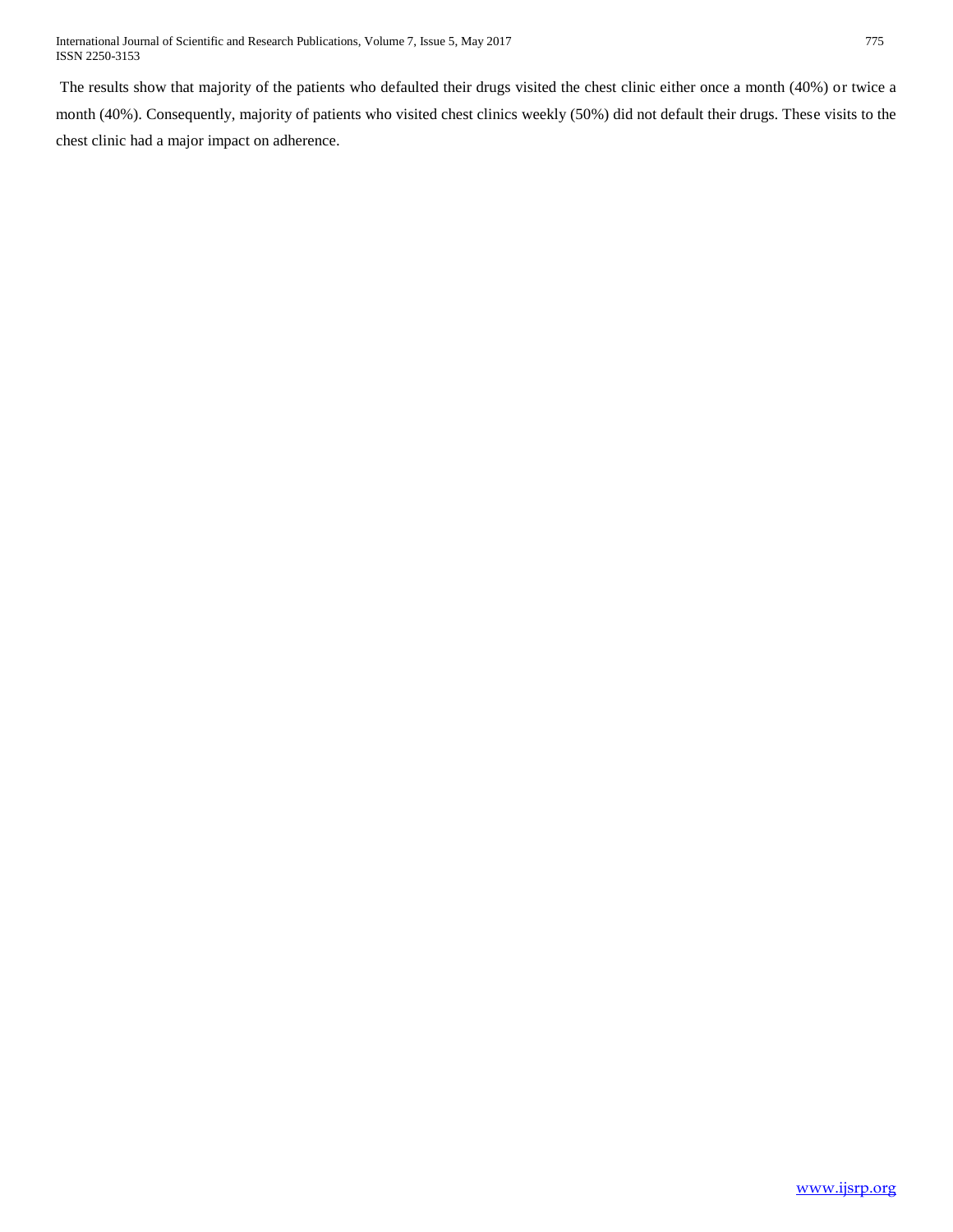The results show that majority of the patients who defaulted their drugs visited the chest clinic either once a month (40%) or twice a month (40%). Consequently, majority of patients who visited chest clinics weekly (50%) did not default their drugs. These visits to the chest clinic had a major impact on adherence.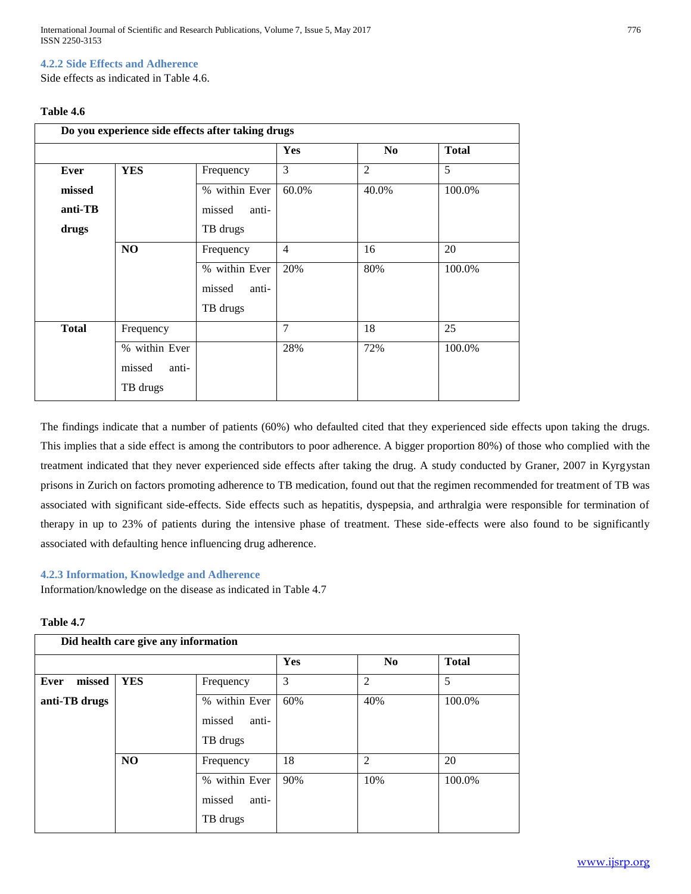#### 4.2.2 Side Effects and Adherence

Side effects as indicated in Table 4.6.

**Table 4.6**

| Do you experience side effects after taking drugs | | | | | |
|---|---|---|---|---|---|
| | | | **Yes** | **No** | **Total** |
| **Ever missed anti-TB drugs** | **YES** | Frequency | 3 | 2 | 5 |
| | | % within Ever missed anti-TB drugs | 60.0% | 40.0% | 100.0% |
| | **NO** | Frequency | 4 | 16 | 20 |
| | | % within Ever missed anti-TB drugs | 20% | 80% | 100.0% |
| **Total** | Frequency | | 7 | 18 | 25 |
| | % within Ever missed anti-TB drugs | | 28% | 72% | 100.0% |

The findings indicate that a number of patients (60%) who defaulted cited that they experienced side effects upon taking the drugs. This implies that a side effect is among the contributors to poor adherence. A bigger proportion 80%) of those who complied with the treatment indicated that they never experienced side effects after taking the drug. A study conducted by Graner, 2007 in Kyrgystan prisons in Zurich on factors promoting adherence to TB medication, found out that the regimen recommended for treatment of TB was associated with significant side-effects. Side effects such as hepatitis, dyspepsia, and arthralgia were responsible for termination of therapy in up to 23% of patients during the intensive phase of treatment. These side-effects were also found to be significantly associated with defaulting hence influencing drug adherence.

#### 4.2.3 Information, Knowledge and Adherence

Information/knowledge on the disease as indicated in Table 4.7

**Table 4.7**

| Did health care give any information | | | | | |
|---|---|---|---|---|---|
| | | | **Yes** | **No** | **Total** |
| **Ever missed anti-TB drugs** | **YES** | Frequency | 3 | 2 | 5 |
| | | % within Ever missed anti-TB drugs | 60% | 40% | 100.0% |
| | **NO** | Frequency | 18 | 2 | 20 |
| | | % within Ever missed anti-TB drugs | 90% | 10% | 100.0% |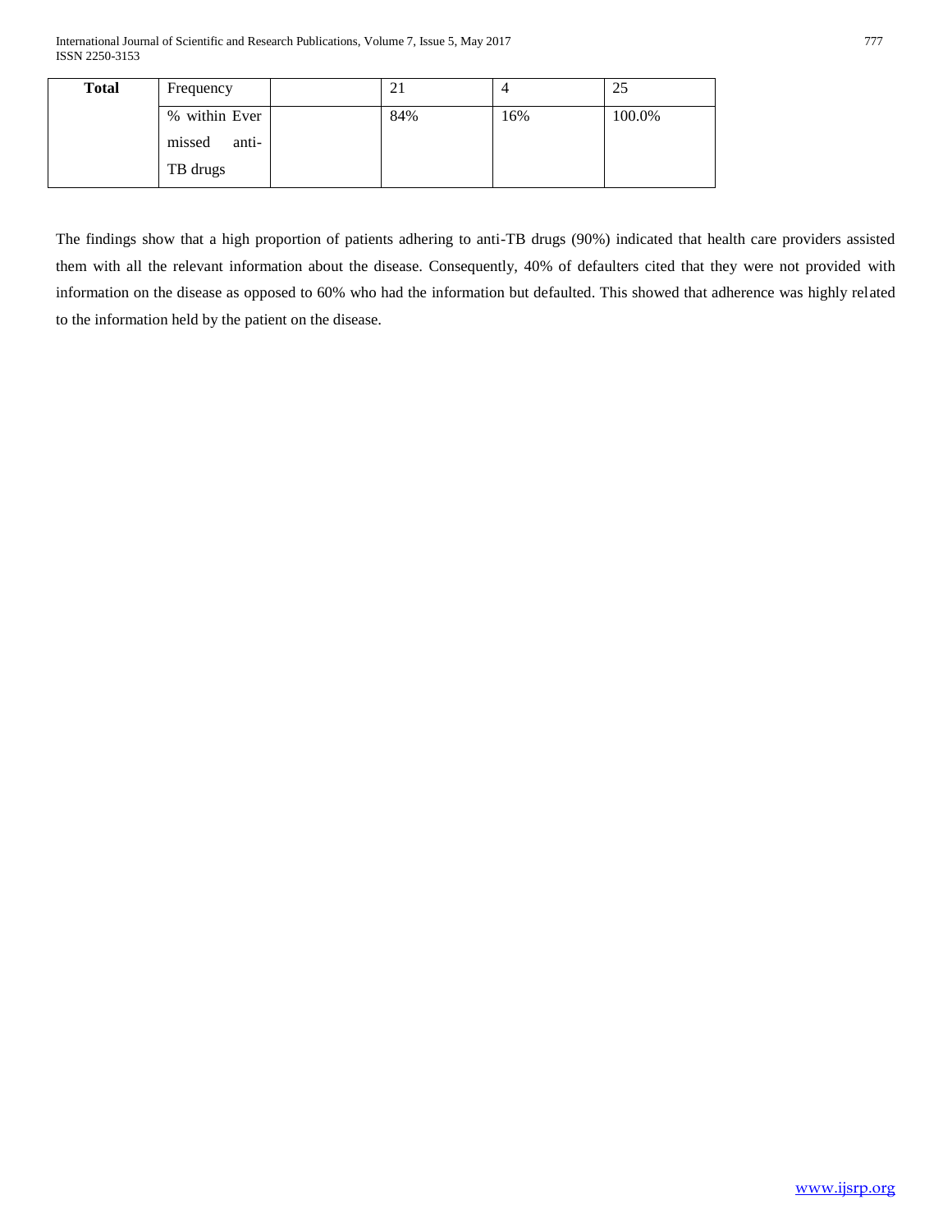| Total | Frequency | | 21 | 4 | 25 |
|---|---|---|---|---|---|
| | % within Ever missed anti-TB drugs | | 84% | 16% | 100.0% |

The findings show that a high proportion of patients adhering to anti-TB drugs (90%) indicated that health care providers assisted them with all the relevant information about the disease. Consequently, 40% of defaulters cited that they were not provided with information on the disease as opposed to 60% who had the information but defaulted. This showed that adherence was highly related to the information held by the patient on the disease.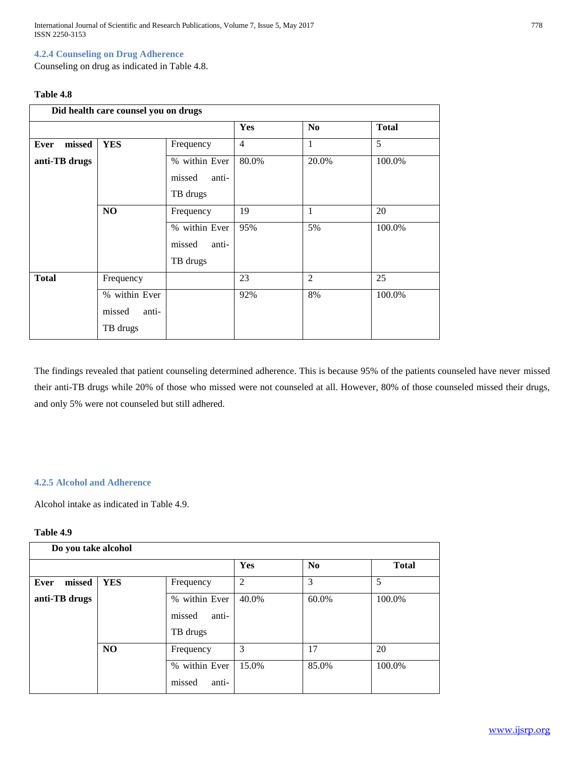### 4.2.4 Counseling on Drug Adherence

Counseling on drug as indicated in Table 4.8.

**Table 4.8**

| Did health care counsel you on drugs | | | | | |
|---|---|---|---|---|---|
| | | | **Yes** | **No** | **Total** |
| **Ever missed anti-TB drugs** | **YES** | Frequency | 4 | 1 | 5 |
| | | % within Ever missed anti-TB drugs | 80.0% | 20.0% | 100.0% |
| | **NO** | Frequency | 19 | 1 | 20 |
| | | % within Ever missed anti-TB drugs | 95% | 5% | 100.0% |
| **Total** | Frequency | | 23 | 2 | 25 |
| | % within Ever missed anti-TB drugs | | 92% | 8% | 100.0% |

The findings revealed that patient counseling determined adherence. This is because 95% of the patients counseled have never missed their anti-TB drugs while 20% of those who missed were not counseled at all. However, 80% of those counseled missed their drugs, and only 5% were not counseled but still adhered.

### 4.2.5 Alcohol and Adherence

Alcohol intake as indicated in Table 4.9.

**Table 4.9**

| Do you take alcohol | | | | | |
|---|---|---|---|---|---|
| | | | **Yes** | **No** | **Total** |
| **Ever missed anti-TB drugs** | **YES** | Frequency | 2 | 3 | 5 |
| | | % within Ever missed anti-TB drugs | 40.0% | 60.0% | 100.0% |
| | **NO** | Frequency | 3 | 17 | 20 |
| | | % within Ever missed anti- | 15.0% | 85.0% | 100.0% |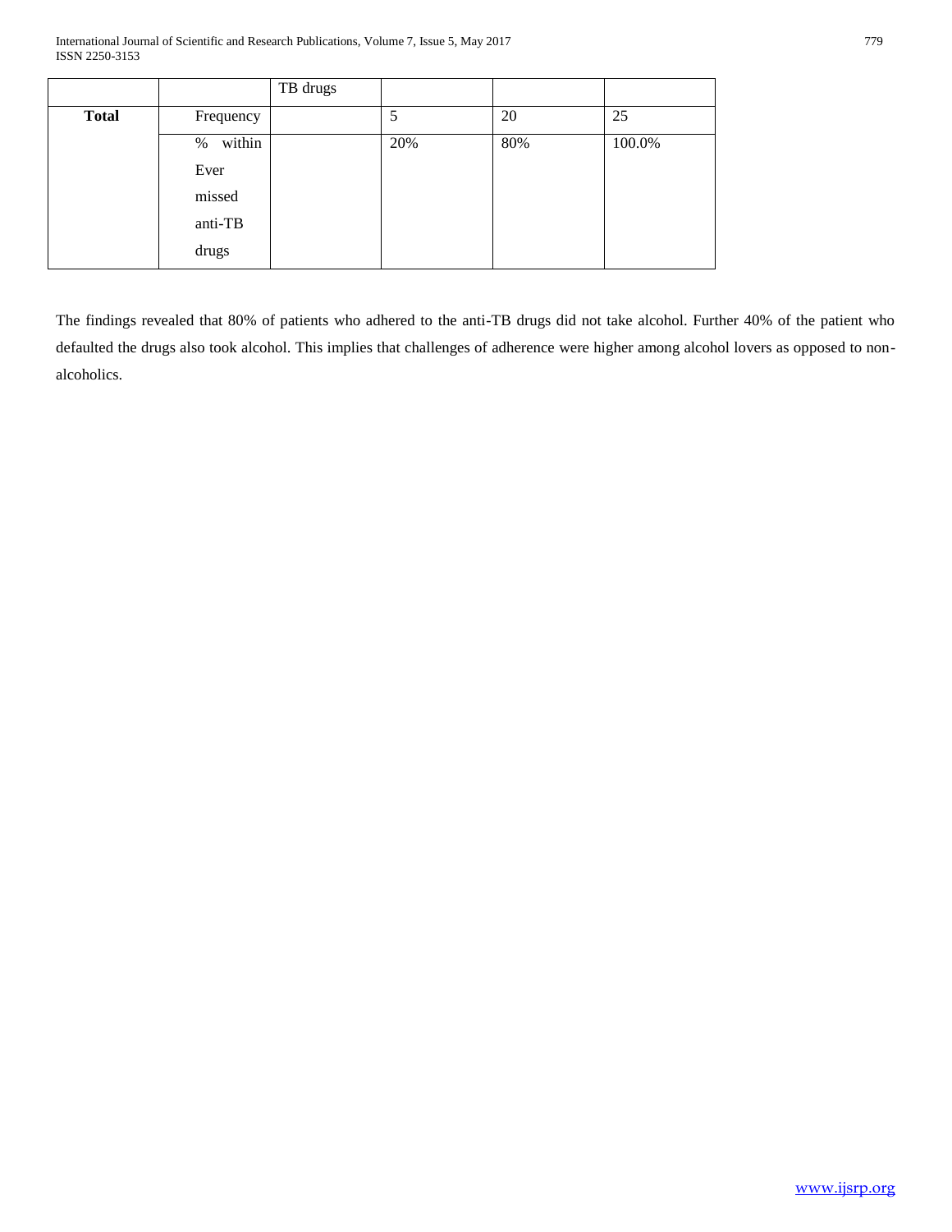|  |  | TB drugs |  |  |  |
|---|---|---|---|---|---|
| **Total** | Frequency |  | 5 | 20 | 25 |
|  | % within Ever missed anti-TB drugs |  | 20% | 80% | 100.0% |

The findings revealed that 80% of patients who adhered to the anti-TB drugs did not take alcohol. Further 40% of the patient who defaulted the drugs also took alcohol. This implies that challenges of adherence were higher among alcohol lovers as opposed to non-alcoholics.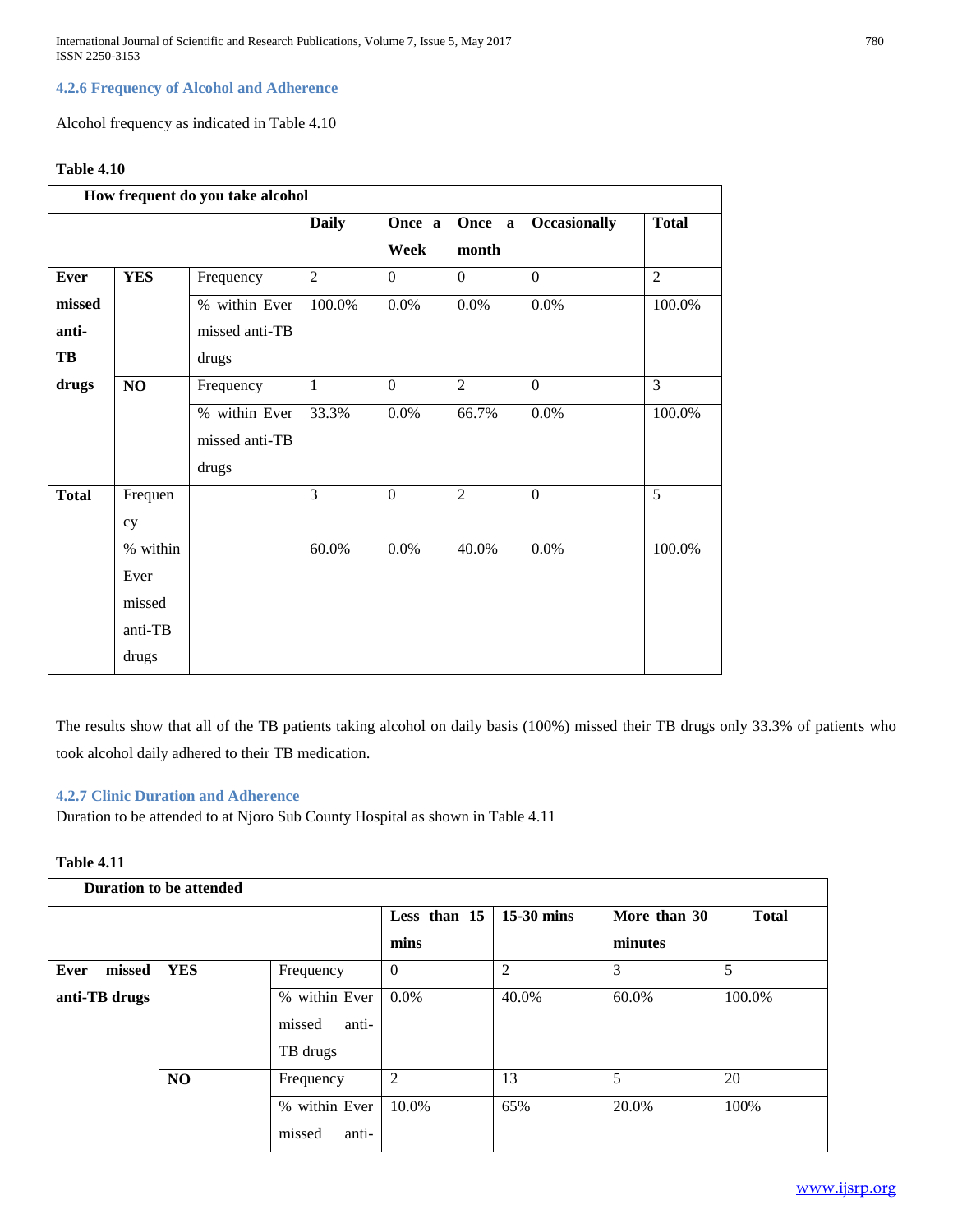#### 4.2.6 Frequency of Alcohol and Adherence

Alcohol frequency as indicated in Table 4.10

**Table 4.10**

| How frequent do you take alcohol | | | | | | | |
|---|---|---|---|---|---|---|---|
| | | | **Daily** | **Once a Week** | **Once a month** | **Occasionally** | **Total** |
| **Ever missed anti-TB drugs** | **YES** | Frequency | 2 | 0 | 0 | 0 | 2 |
| | | % within Ever missed anti-TB drugs | 100.0% | 0.0% | 0.0% | 0.0% | 100.0% |
| | **NO** | Frequency | 1 | 0 | 2 | 0 | 3 |
| | | % within Ever missed anti-TB drugs | 33.3% | 0.0% | 66.7% | 0.0% | 100.0% |
| **Total** | Frequency | | 3 | 0 | 2 | 0 | 5 |
| | % within Ever missed anti-TB drugs | | 60.0% | 0.0% | 40.0% | 0.0% | 100.0% |

The results show that all of the TB patients taking alcohol on daily basis (100%) missed their TB drugs only 33.3% of patients who took alcohol daily adhered to their TB medication.

#### 4.2.7 Clinic Duration and Adherence

Duration to be attended to at Njoro Sub County Hospital as shown in Table 4.11

**Table 4.11**

| Duration to be attended | | | | | | |
|---|---|---|---|---|---|---|
| | | | **Less than 15 mins** | **15-30 mins** | **More than 30 minutes** | **Total** |
| **Ever missed anti-TB drugs** | **YES** | Frequency | 0 | 2 | 3 | 5 |
| | | % within Ever missed anti-TB drugs | 0.0% | 40.0% | 60.0% | 100.0% |
| | **NO** | Frequency | 2 | 13 | 5 | 20 |
| | | % within Ever missed anti- | 10.0% | 65% | 20.0% | 100% |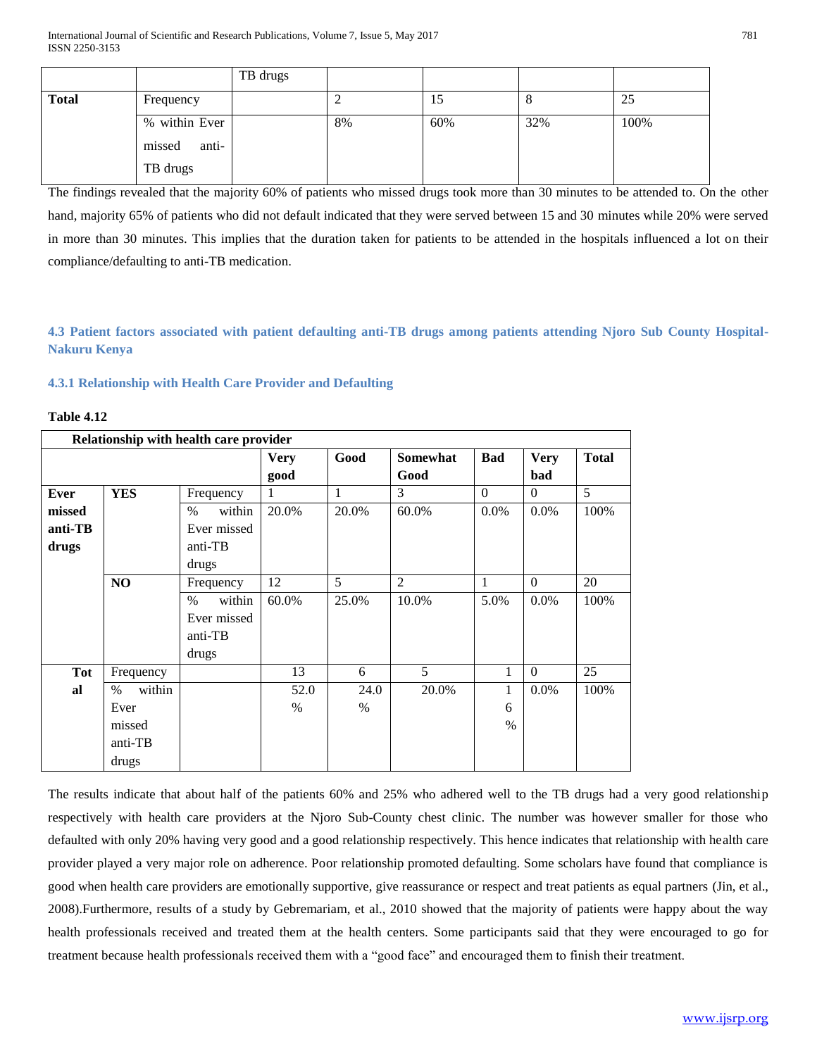|  |  | TB drugs |  |  |  |  |
|---|---|---|---|---|---|---|
| **Total** | Frequency |  | 2 | 15 | 8 | 25 |
|  | % within Ever missed anti-TB drugs |  | 8% | 60% | 32% | 100% |

The findings revealed that the majority 60% of patients who missed drugs took more than 30 minutes to be attended to. On the other hand, majority 65% of patients who did not default indicated that they were served between 15 and 30 minutes while 20% were served in more than 30 minutes. This implies that the duration taken for patients to be attended in the hospitals influenced a lot on their compliance/defaulting to anti-TB medication.

### 4.3 Patient factors associated with patient defaulting anti-TB drugs among patients attending Njoro Sub County Hospital-Nakuru Kenya

#### 4.3.1 Relationship with Health Care Provider and Defaulting

**Table 4.12**

| Relationship with health care provider | | | | | | | | |
|---|---|---|---|---|---|---|---|---|
|  |  |  | **Very good** | **Good** | **Somewhat Good** | **Bad** | **Very bad** | **Total** |
| **Ever missed anti-TB drugs** | **YES** | Frequency | 1 | 1 | 3 | 0 | 0 | 5 |
|  |  | % within Ever missed anti-TB drugs | 20.0% | 20.0% | 60.0% | 0.0% | 0.0% | 100% |
|  | **NO** | Frequency | 12 | 5 | 2 | 1 | 0 | 20 |
|  |  | % within Ever missed anti-TB drugs | 60.0% | 25.0% | 10.0% | 5.0% | 0.0% | 100% |
| **Total** | Frequency |  | 13 | 6 | 5 | 1 | 0 | 25 |
|  | % within Ever missed anti-TB drugs |  | 52.0 % | 24.0 % | 20.0% | 16 % | 0.0% | 100% |

The results indicate that about half of the patients 60% and 25% who adhered well to the TB drugs had a very good relationship respectively with health care providers at the Njoro Sub-County chest clinic. The number was however smaller for those who defaulted with only 20% having very good and a good relationship respectively. This hence indicates that relationship with health care provider played a very major role on adherence. Poor relationship promoted defaulting. Some scholars have found that compliance is good when health care providers are emotionally supportive, give reassurance or respect and treat patients as equal partners (Jin, et al., 2008).Furthermore, results of a study by Gebremariam, et al., 2010 showed that the majority of patients were happy about the way health professionals received and treated them at the health centers. Some participants said that they were encouraged to go for treatment because health professionals received them with a "good face" and encouraged them to finish their treatment.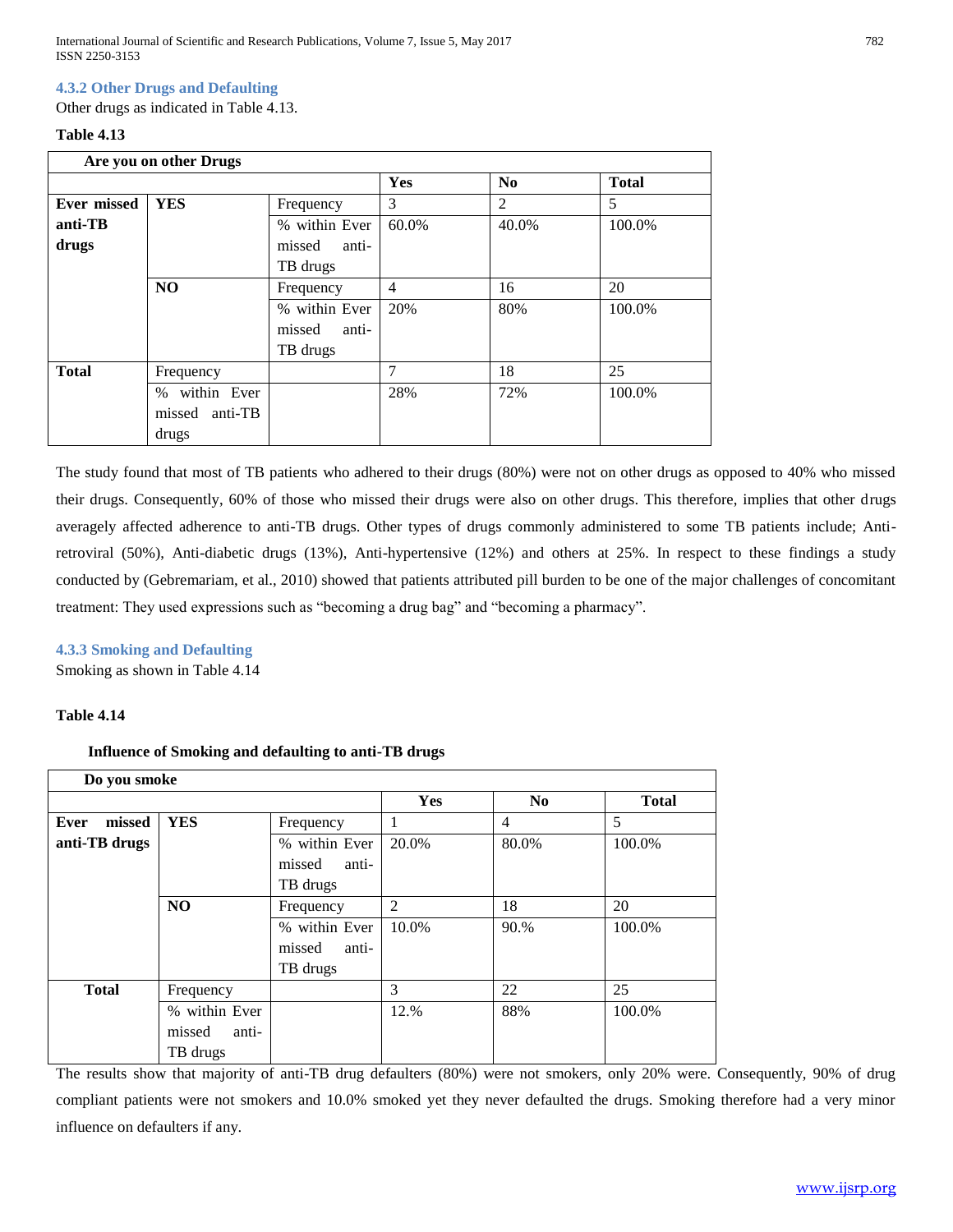### 4.3.2 Other Drugs and Defaulting

Other drugs as indicated in Table 4.13.

**Table 4.13**

| Are you on other Drugs | | | | | |
|---|---|---|---|---|---|
| | | | **Yes** | **No** | **Total** |
| **Ever missed anti-TB drugs** | **YES** | Frequency | 3 | 2 | 5 |
| | | % within Ever missed anti-TB drugs | 60.0% | 40.0% | 100.0% |
| | **NO** | Frequency | 4 | 16 | 20 |
| | | % within Ever missed anti-TB drugs | 20% | 80% | 100.0% |
| **Total** | Frequency | | 7 | 18 | 25 |
| | % within Ever missed anti-TB drugs | | 28% | 72% | 100.0% |

The study found that most of TB patients who adhered to their drugs (80%) were not on other drugs as opposed to 40% who missed their drugs. Consequently, 60% of those who missed their drugs were also on other drugs. This therefore, implies that other drugs averagely affected adherence to anti-TB drugs. Other types of drugs commonly administered to some TB patients include; Anti-retroviral (50%), Anti-diabetic drugs (13%), Anti-hypertensive (12%) and others at 25%. In respect to these findings a study conducted by (Gebremariam, et al., 2010) showed that patients attributed pill burden to be one of the major challenges of concomitant treatment: They used expressions such as "becoming a drug bag" and "becoming a pharmacy".

### 4.3.3 Smoking and Defaulting

Smoking as shown in Table 4.14

**Table 4.14**

**Influence of Smoking and defaulting to anti-TB drugs**

| Do you smoke | | | | | |
|---|---|---|---|---|---|
| | | | **Yes** | **No** | **Total** |
| **Ever missed anti-TB drugs** | **YES** | Frequency | 1 | 4 | 5 |
| | | % within Ever missed anti-TB drugs | 20.0% | 80.0% | 100.0% |
| | **NO** | Frequency | 2 | 18 | 20 |
| | | % within Ever missed anti-TB drugs | 10.0% | 90.% | 100.0% |
| **Total** | Frequency | | 3 | 22 | 25 |
| | % within Ever missed anti-TB drugs | | 12.% | 88% | 100.0% |

The results show that majority of anti-TB drug defaulters (80%) were not smokers, only 20% were. Consequently, 90% of drug compliant patients were not smokers and 10.0% smoked yet they never defaulted the drugs. Smoking therefore had a very minor influence on defaulters if any.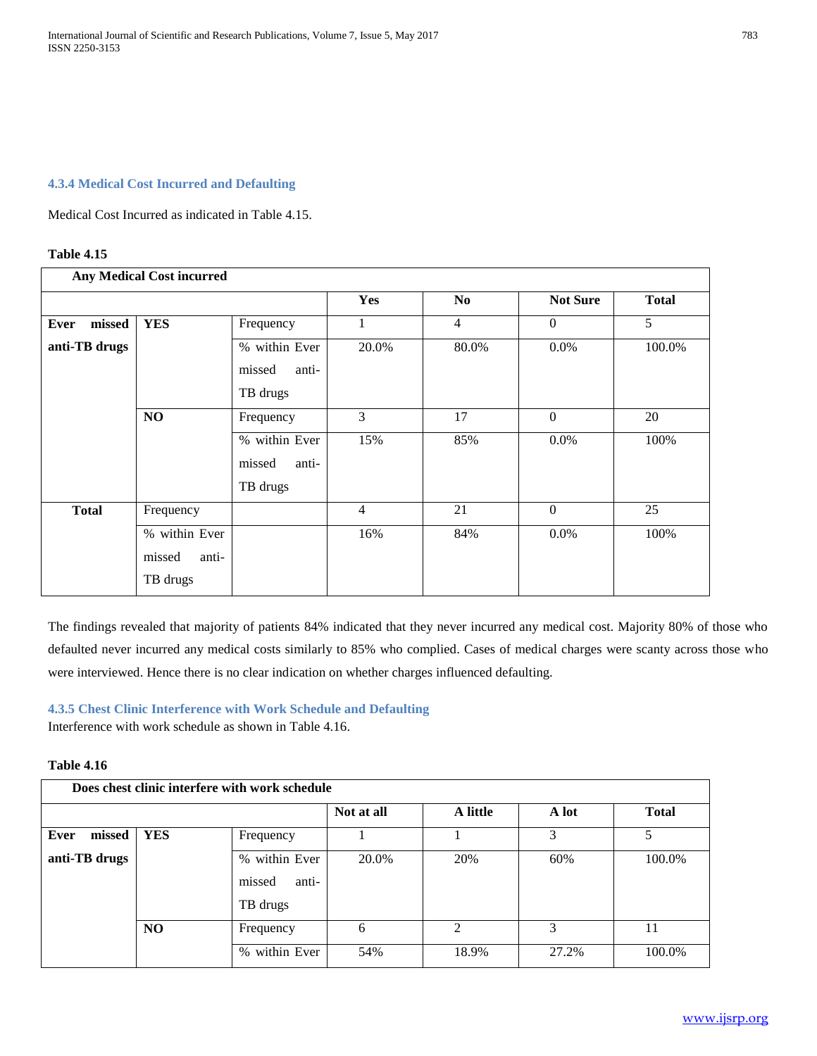#### 4.3.4 Medical Cost Incurred and Defaulting

Medical Cost Incurred as indicated in Table 4.15.

**Table 4.15**

| **Any Medical Cost incurred** | | | | | | |
|---|---|---|---|---|---|---|
| | | | **Yes** | **No** | **Not Sure** | **Total** |
| **Ever missed anti-TB drugs** | **YES** | Frequency | 1 | 4 | 0 | 5 |
| | | % within Ever missed anti-TB drugs | 20.0% | 80.0% | 0.0% | 100.0% |
| | **NO** | Frequency | 3 | 17 | 0 | 20 |
| | | % within Ever missed anti-TB drugs | 15% | 85% | 0.0% | 100% |
| **Total** | Frequency | | 4 | 21 | 0 | 25 |
| | % within Ever missed anti-TB drugs | | 16% | 84% | 0.0% | 100% |

The findings revealed that majority of patients 84% indicated that they never incurred any medical cost. Majority 80% of those who defaulted never incurred any medical costs similarly to 85% who complied. Cases of medical charges were scanty across those who were interviewed. Hence there is no clear indication on whether charges influenced defaulting.

#### 4.3.5 Chest Clinic Interference with Work Schedule and Defaulting

Interference with work schedule as shown in Table 4.16.

**Table 4.16**

| **Does chest clinic interfere with work schedule** | | | | | | |
|---|---|---|---|---|---|---|
| | | | **Not at all** | **A little** | **A lot** | **Total** |
| **Ever missed anti-TB drugs** | **YES** | Frequency | 1 | 1 | 3 | 5 |
| | | % within Ever missed anti-TB drugs | 20.0% | 20% | 60% | 100.0% |
| | **NO** | Frequency | 6 | 2 | 3 | 11 |
| | | % within Ever | 54% | 18.9% | 27.2% | 100.0% |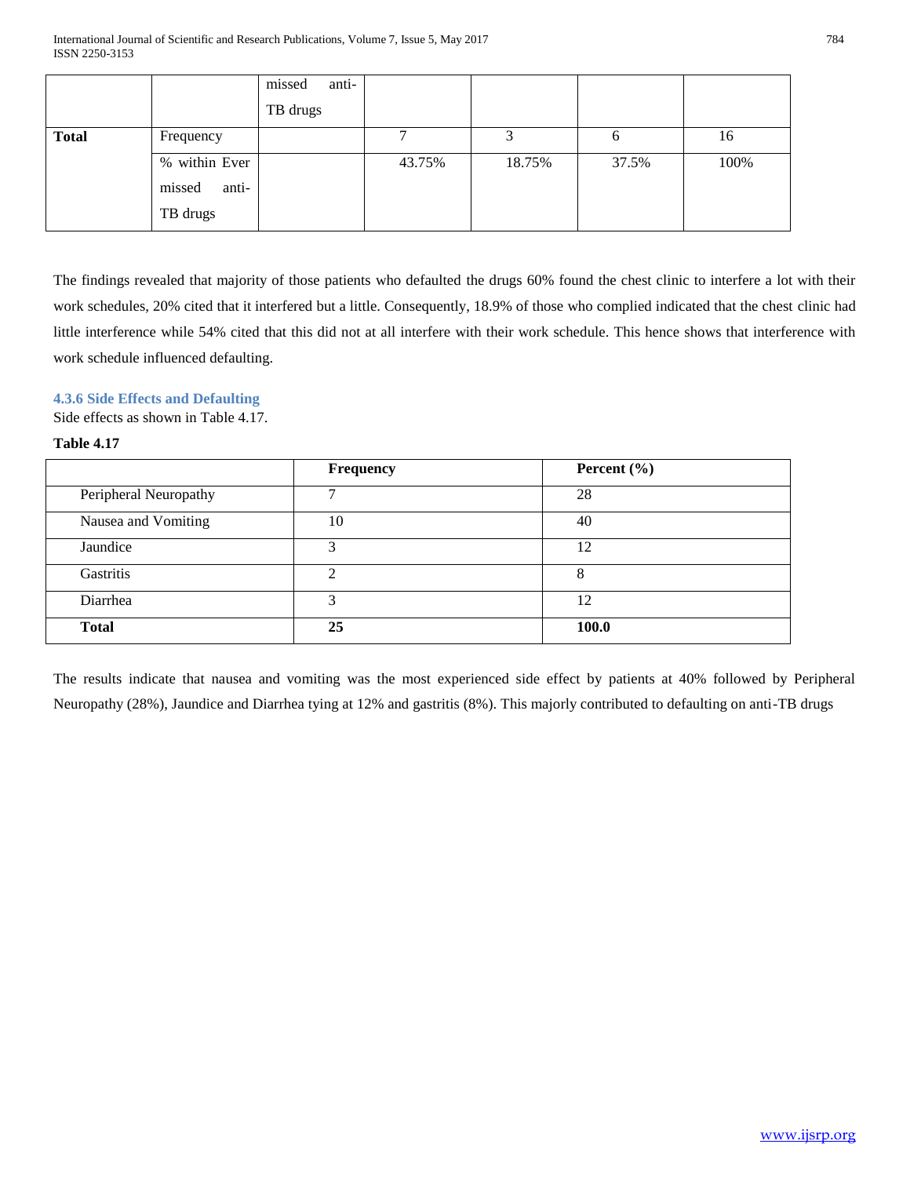|  |  | missed anti-TB drugs |  |  |  |  |
|---|---|---|---|---|---|---|
| **Total** | Frequency |  | 7 | 3 | 6 | 16 |
|  | % within Ever missed anti-TB drugs |  | 43.75% | 18.75% | 37.5% | 100% |

The findings revealed that majority of those patients who defaulted the drugs 60% found the chest clinic to interfere a lot with their work schedules, 20% cited that it interfered but a little. Consequently, 18.9% of those who complied indicated that the chest clinic had little interference while 54% cited that this did not at all interfere with their work schedule. This hence shows that interference with work schedule influenced defaulting.

### 4.3.6 Side Effects and Defaulting

Side effects as shown in Table 4.17.

**Table 4.17**

|  | **Frequency** | **Percent (%)** |
|---|---|---|
| Peripheral Neuropathy | 7 | 28 |
| Nausea and Vomiting | 10 | 40 |
| Jaundice | 3 | 12 |
| Gastritis | 2 | 8 |
| Diarrhea | 3 | 12 |
| **Total** | **25** | **100.0** |

The results indicate that nausea and vomiting was the most experienced side effect by patients at 40% followed by Peripheral Neuropathy (28%), Jaundice and Diarrhea tying at 12% and gastritis (8%). This majorly contributed to defaulting on anti-TB drugs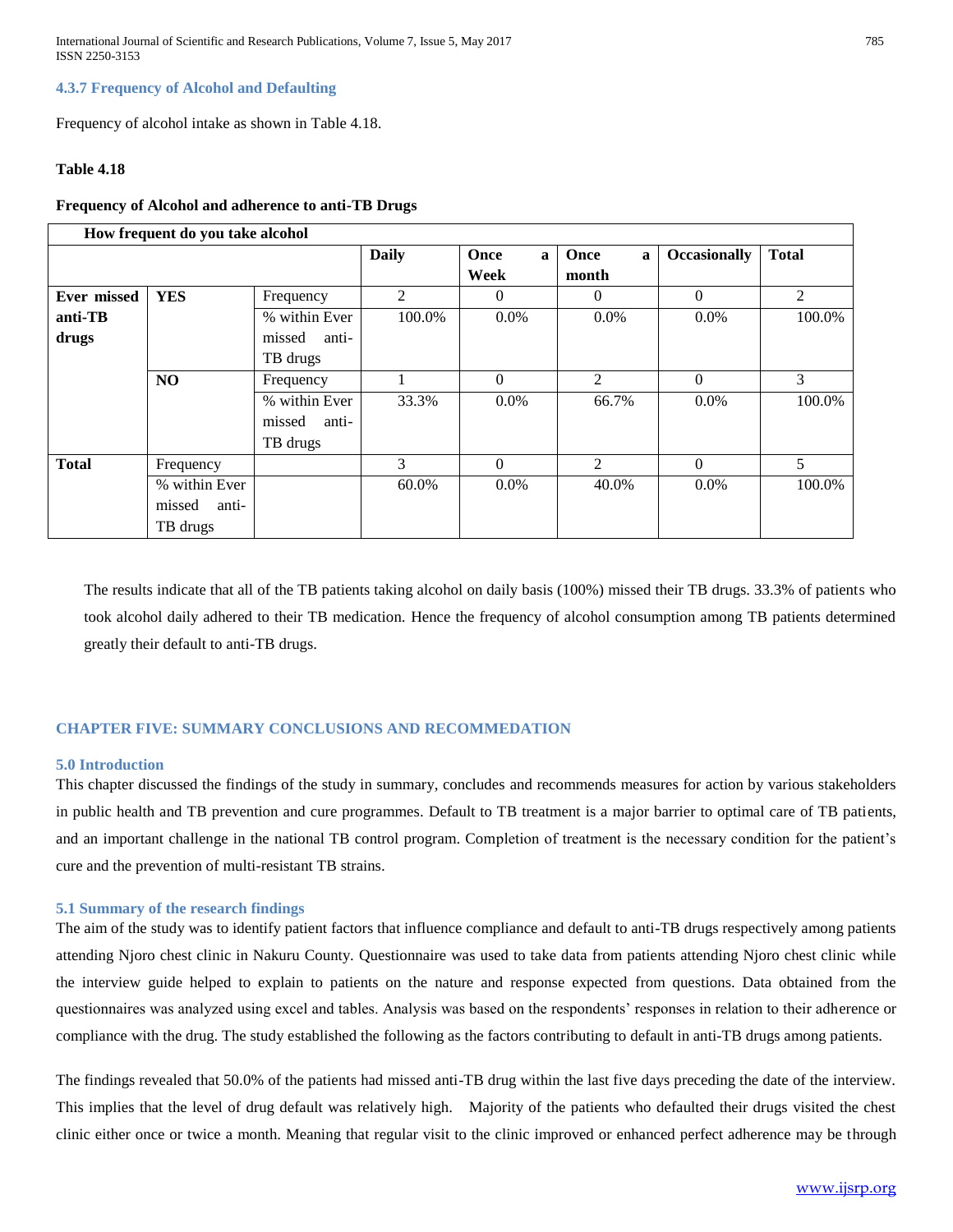### 4.3.7 Frequency of Alcohol and Defaulting

Frequency of alcohol intake as shown in Table 4.18.

**Table 4.18**

**Frequency of Alcohol and adherence to anti-TB Drugs**

| How frequent do you take alcohol | | | | | | | |
|---|---|---|---|---|---|---|---|
| | | | **Daily** | **Once a Week** | **Once a month** | **Occasionally** | **Total** |
| **Ever missed anti-TB drugs** | **YES** | Frequency | 2 | 0 | 0 | 0 | 2 |
| | | % within Ever missed anti-TB drugs | 100.0% | 0.0% | 0.0% | 0.0% | 100.0% |
| | **NO** | Frequency | 1 | 0 | 2 | 0 | 3 |
| | | % within Ever missed anti-TB drugs | 33.3% | 0.0% | 66.7% | 0.0% | 100.0% |
| **Total** | Frequency | | 3 | 0 | 2 | 0 | 5 |
| | % within Ever missed anti-TB drugs | | 60.0% | 0.0% | 40.0% | 0.0% | 100.0% |

The results indicate that all of the TB patients taking alcohol on daily basis (100%) missed their TB drugs. 33.3% of patients who took alcohol daily adhered to their TB medication. Hence the frequency of alcohol consumption among TB patients determined greatly their default to anti-TB drugs.

## CHAPTER FIVE: SUMMARY CONCLUSIONS AND RECOMMEDATION

### 5.0 Introduction

This chapter discussed the findings of the study in summary, concludes and recommends measures for action by various stakeholders in public health and TB prevention and cure programmes. Default to TB treatment is a major barrier to optimal care of TB patients, and an important challenge in the national TB control program. Completion of treatment is the necessary condition for the patient's cure and the prevention of multi-resistant TB strains.

### 5.1 Summary of the research findings

The aim of the study was to identify patient factors that influence compliance and default to anti-TB drugs respectively among patients attending Njoro chest clinic in Nakuru County. Questionnaire was used to take data from patients attending Njoro chest clinic while the interview guide helped to explain to patients on the nature and response expected from questions. Data obtained from the questionnaires was analyzed using excel and tables. Analysis was based on the respondents' responses in relation to their adherence or compliance with the drug. The study established the following as the factors contributing to default in anti-TB drugs among patients.

The findings revealed that 50.0% of the patients had missed anti-TB drug within the last five days preceding the date of the interview. This implies that the level of drug default was relatively high. Majority of the patients who defaulted their drugs visited the chest clinic either once or twice a month. Meaning that regular visit to the clinic improved or enhanced perfect adherence may be through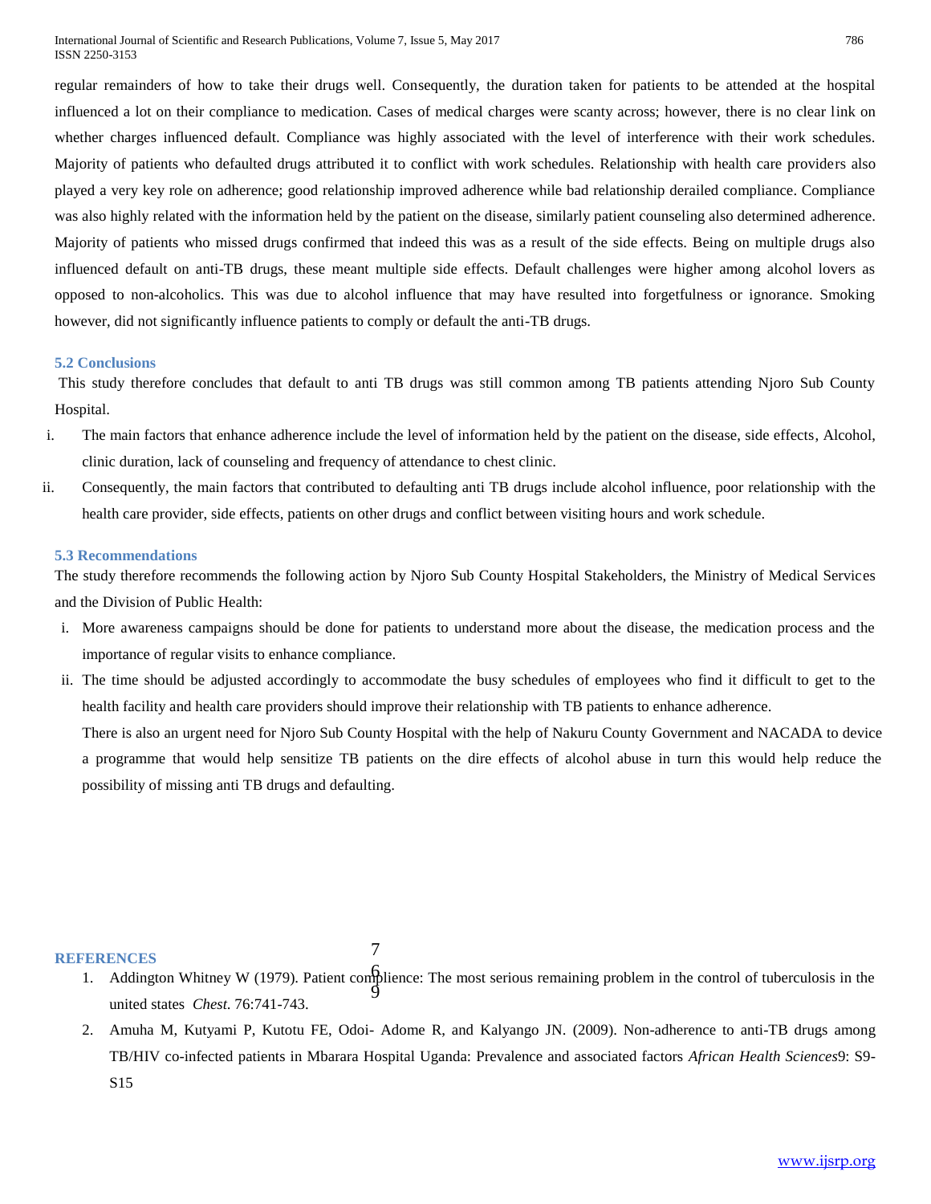regular remainders of how to take their drugs well. Consequently, the duration taken for patients to be attended at the hospital influenced a lot on their compliance to medication. Cases of medical charges were scanty across; however, there is no clear link on whether charges influenced default. Compliance was highly associated with the level of interference with their work schedules. Majority of patients who defaulted drugs attributed it to conflict with work schedules. Relationship with health care providers also played a very key role on adherence; good relationship improved adherence while bad relationship derailed compliance. Compliance was also highly related with the information held by the patient on the disease, similarly patient counseling also determined adherence. Majority of patients who missed drugs confirmed that indeed this was as a result of the side effects. Being on multiple drugs also influenced default on anti-TB drugs, these meant multiple side effects. Default challenges were higher among alcohol lovers as opposed to non-alcoholics. This was due to alcohol influence that may have resulted into forgetfulness or ignorance. Smoking however, did not significantly influence patients to comply or default the anti-TB drugs.

### 5.2 Conclusions

This study therefore concludes that default to anti TB drugs was still common among TB patients attending Njoro Sub County Hospital.

i. The main factors that enhance adherence include the level of information held by the patient on the disease, side effects, Alcohol, clinic duration, lack of counseling and frequency of attendance to chest clinic.

ii. Consequently, the main factors that contributed to defaulting anti TB drugs include alcohol influence, poor relationship with the health care provider, side effects, patients on other drugs and conflict between visiting hours and work schedule.

### 5.3 Recommendations

The study therefore recommends the following action by Njoro Sub County Hospital Stakeholders, the Ministry of Medical Services and the Division of Public Health:

i. More awareness campaigns should be done for patients to understand more about the disease, the medication process and the importance of regular visits to enhance compliance.

ii. The time should be adjusted accordingly to accommodate the busy schedules of employees who find it difficult to get to the health facility and health care providers should improve their relationship with TB patients to enhance adherence.

There is also an urgent need for Njoro Sub County Hospital with the help of Nakuru County Government and NACADA to device a programme that would help sensitize TB patients on the dire effects of alcohol abuse in turn this would help reduce the possibility of missing anti TB drugs and defaulting.

### REFERENCES

1. Addington Whitney W (1979). Patient complience: The most serious remaining problem in the control of tuberculosis in the united states *Chest*. 76:741-743.
2. Amuha M, Kutyami P, Kutotu FE, Odoi- Adome R, and Kalyango JN. (2009). Non-adherence to anti-TB drugs among TB/HIV co-infected patients in Mbarara Hospital Uganda: Prevalence and associated factors *African Health Sciences*9: S9-S15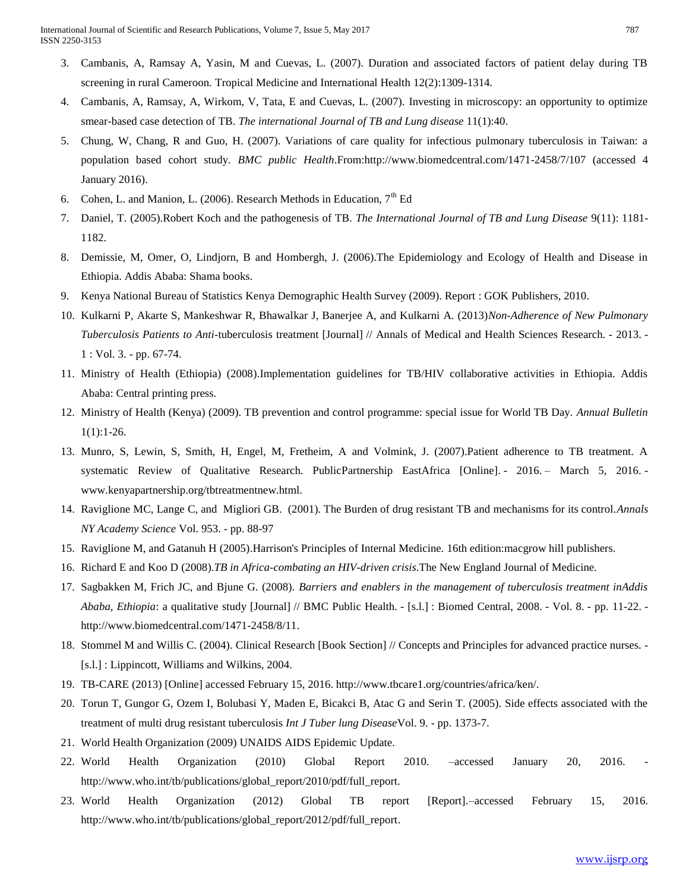3. Cambanis, A, Ramsay A, Yasin, M and Cuevas, L. (2007). Duration and associated factors of patient delay during TB screening in rural Cameroon. Tropical Medicine and International Health 12(2):1309-1314.
4. Cambanis, A, Ramsay, A, Wirkom, V, Tata, E and Cuevas, L. (2007). Investing in microscopy: an opportunity to optimize smear-based case detection of TB. *The international Journal of TB and Lung disease* 11(1):40.
5. Chung, W, Chang, R and Guo, H. (2007). Variations of care quality for infectious pulmonary tuberculosis in Taiwan: a population based cohort study. *BMC public Health*.From:http://www.biomedcentral.com/1471-2458/7/107 (accessed 4 January 2016).
6. Cohen, L. and Manion, L. (2006). Research Methods in Education, 7th Ed
7. Daniel, T. (2005).Robert Koch and the pathogenesis of TB. *The International Journal of TB and Lung Disease* 9(11): 1181-1182.
8. Demissie, M, Omer, O, Lindjorn, B and Hombergh, J. (2006).The Epidemiology and Ecology of Health and Disease in Ethiopia. Addis Ababa: Shama books.
9. Kenya National Bureau of Statistics Kenya Demographic Health Survey (2009). Report : GOK Publishers, 2010.
10. Kulkarni P, Akarte S, Mankeshwar R, Bhawalkar J, Banerjee A, and Kulkarni A. (2013)*Non-Adherence of New Pulmonary Tuberculosis Patients to Anti*-tuberculosis treatment [Journal] // Annals of Medical and Health Sciences Research. - 2013. - 1 : Vol. 3. - pp. 67-74.
11. Ministry of Health (Ethiopia) (2008).Implementation guidelines for TB/HIV collaborative activities in Ethiopia. Addis Ababa: Central printing press.
12. Ministry of Health (Kenya) (2009). TB prevention and control programme: special issue for World TB Day. *Annual Bulletin* 1(1):1-26.
13. Munro, S, Lewin, S, Smith, H, Engel, M, Fretheim, A and Volmink, J. (2007).Patient adherence to TB treatment. A systematic Review of Qualitative Research. PublicPartnership EastAfrica [Online]. - 2016. – March 5, 2016. - www.kenyapartnership.org/tbtreatmentnew.html.
14. Raviglione MC, Lange C, and Migliori GB. (2001). The Burden of drug resistant TB and mechanisms for its control.*Annals NY Academy Science* Vol. 953. - pp. 88-97
15. Raviglione M, and Gatanuh H (2005).Harrison's Principles of Internal Medicine. 16th edition:macgrow hill publishers.
16. Richard E and Koo D (2008).*TB in Africa-combating an HIV-driven crisis*.The New England Journal of Medicine.
17. Sagbakken M, Frich JC, and Bjune G. (2008). *Barriers and enablers in the management of tuberculosis treatment inAddis Ababa, Ethiopia*: a qualitative study [Journal] // BMC Public Health. - [s.l.] : Biomed Central, 2008. - Vol. 8. - pp. 11-22. - http://www.biomedcentral.com/1471-2458/8/11.
18. Stommel M and Willis C. (2004). Clinical Research [Book Section] // Concepts and Principles for advanced practice nurses. - [s.l.] : Lippincott, Williams and Wilkins, 2004.
19. TB-CARE (2013) [Online] accessed February 15, 2016. http://www.tbcare1.org/countries/africa/ken/.
20. Torun T, Gungor G, Ozem I, Bolubasi Y, Maden E, Bicakci B, Atac G and Serin T. (2005). Side effects associated with the treatment of multi drug resistant tuberculosis *Int J Tuber lung Disease*Vol. 9. - pp. 1373-7.
21. World Health Organization (2009) UNAIDS AIDS Epidemic Update.
22. World Health Organization (2010) Global Report 2010. –accessed January 20, 2016. - http://www.who.int/tb/publications/global_report/2010/pdf/full_report.
23. World Health Organization (2012) Global TB report [Report].–accessed February 15, 2016. http://www.who.int/tb/publications/global_report/2012/pdf/full_report.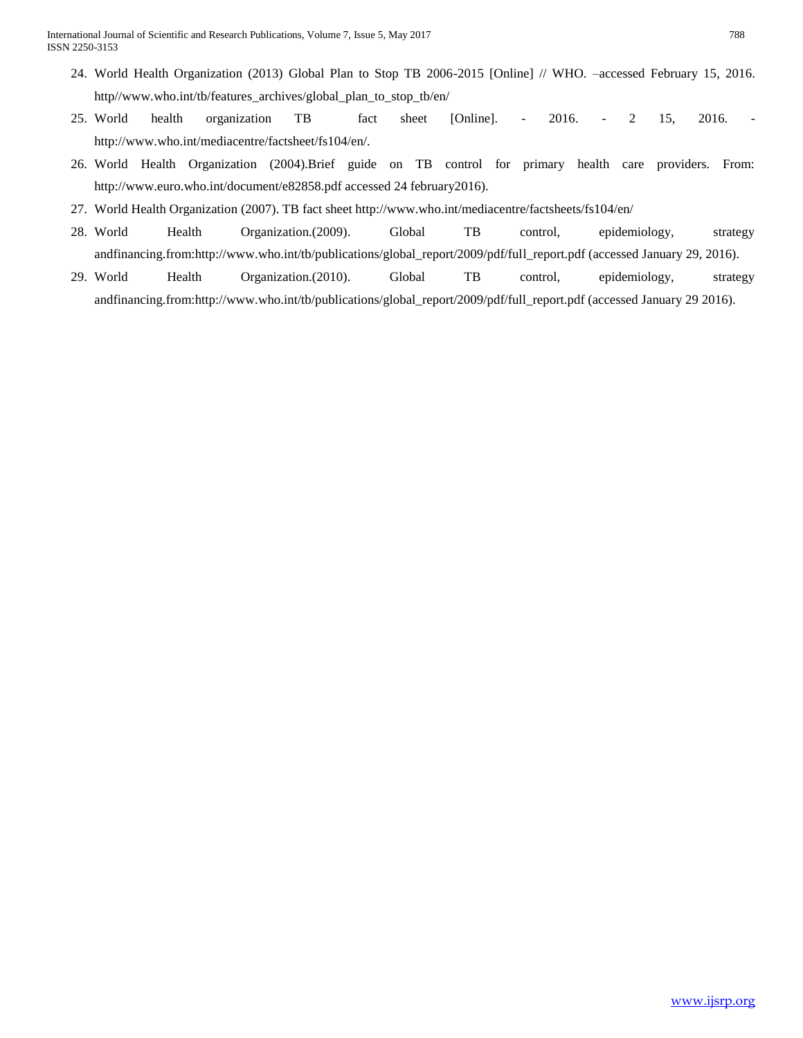24. World Health Organization (2013) Global Plan to Stop TB 2006-2015 [Online] // WHO. –accessed February 15, 2016. http//www.who.int/tb/features_archives/global_plan_to_stop_tb/en/
25. World health organization TB fact sheet [Online]. - 2016. - 2 15, 2016. - http://www.who.int/mediacentre/factsheet/fs104/en/.
26. World Health Organization (2004).Brief guide on TB control for primary health care providers. From: http://www.euro.who.int/document/e82858.pdf accessed 24 february2016).
27. World Health Organization (2007). TB fact sheet http://www.who.int/mediacentre/factsheets/fs104/en/
28. World Health Organization.(2009). Global TB control, epidemiology, strategy andfinancing.from:http://www.who.int/tb/publications/global_report/2009/pdf/full_report.pdf (accessed January 29, 2016).
29. World Health Organization.(2010). Global TB control, epidemiology, strategy andfinancing.from:http://www.who.int/tb/publications/global_report/2009/pdf/full_report.pdf (accessed January 29 2016).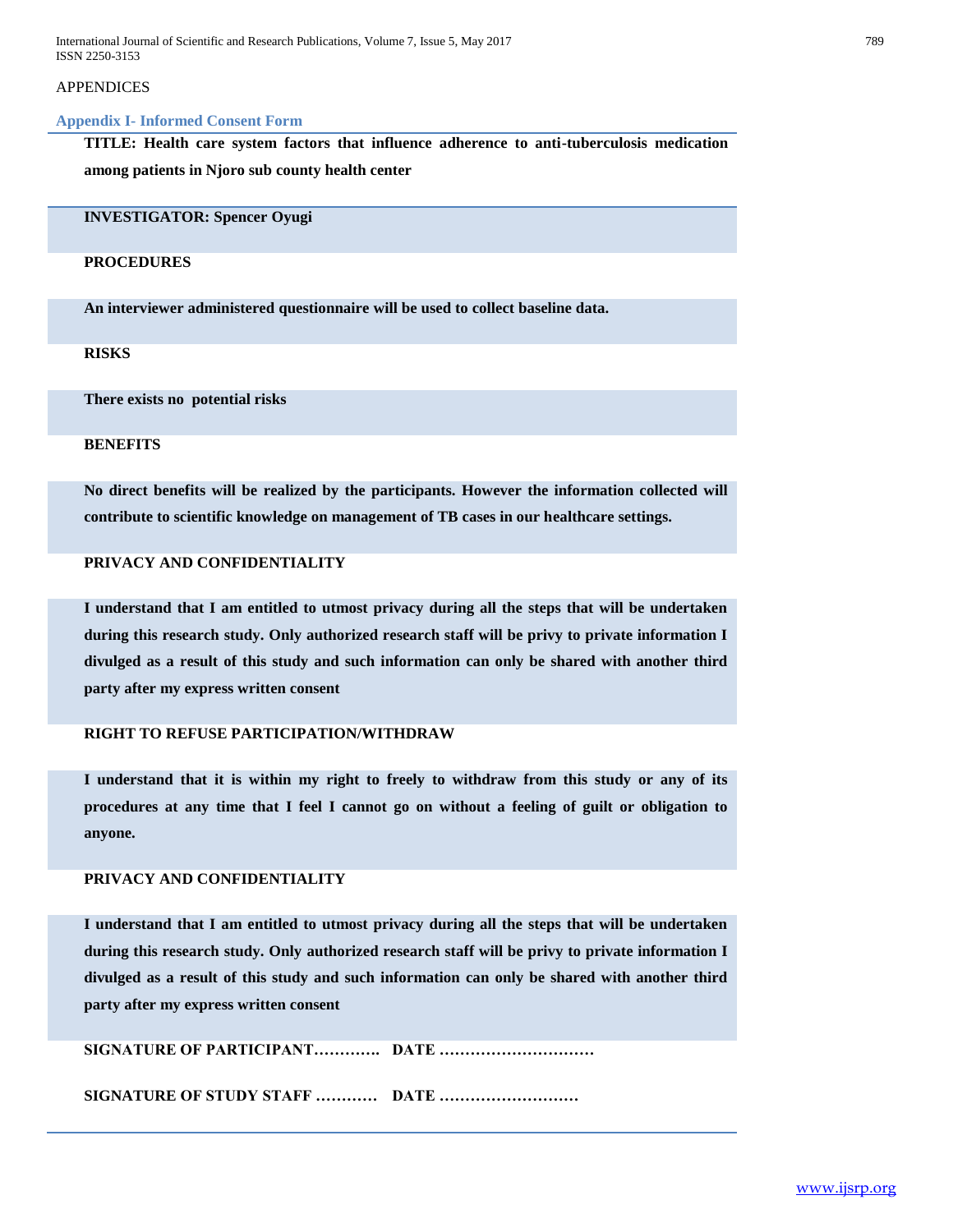APPENDICES

## Appendix I- Informed Consent Form

**TITLE: Health care system factors that influence adherence to anti-tuberculosis medication among patients in Njoro sub county health center**

**INVESTIGATOR: Spencer Oyugi**

**PROCEDURES**

**An interviewer administered questionnaire will be used to collect baseline data.**

**RISKS**

**There exists no potential risks**

**BENEFITS**

**No direct benefits will be realized by the participants. However the information collected will contribute to scientific knowledge on management of TB cases in our healthcare settings.**

**PRIVACY AND CONFIDENTIALITY**

**I understand that I am entitled to utmost privacy during all the steps that will be undertaken during this research study. Only authorized research staff will be privy to private information I divulged as a result of this study and such information can only be shared with another third party after my express written consent**

**RIGHT TO REFUSE PARTICIPATION/WITHDRAW**

**I understand that it is within my right to freely to withdraw from this study or any of its procedures at any time that I feel I cannot go on without a feeling of guilt or obligation to anyone.**

**PRIVACY AND CONFIDENTIALITY**

**I understand that I am entitled to utmost privacy during all the steps that will be undertaken during this research study. Only authorized research staff will be privy to private information I divulged as a result of this study and such information can only be shared with another third party after my express written consent**

**SIGNATURE OF PARTICIPANT…………. DATE …………………………**

**SIGNATURE OF STUDY STAFF ………… DATE ………………………**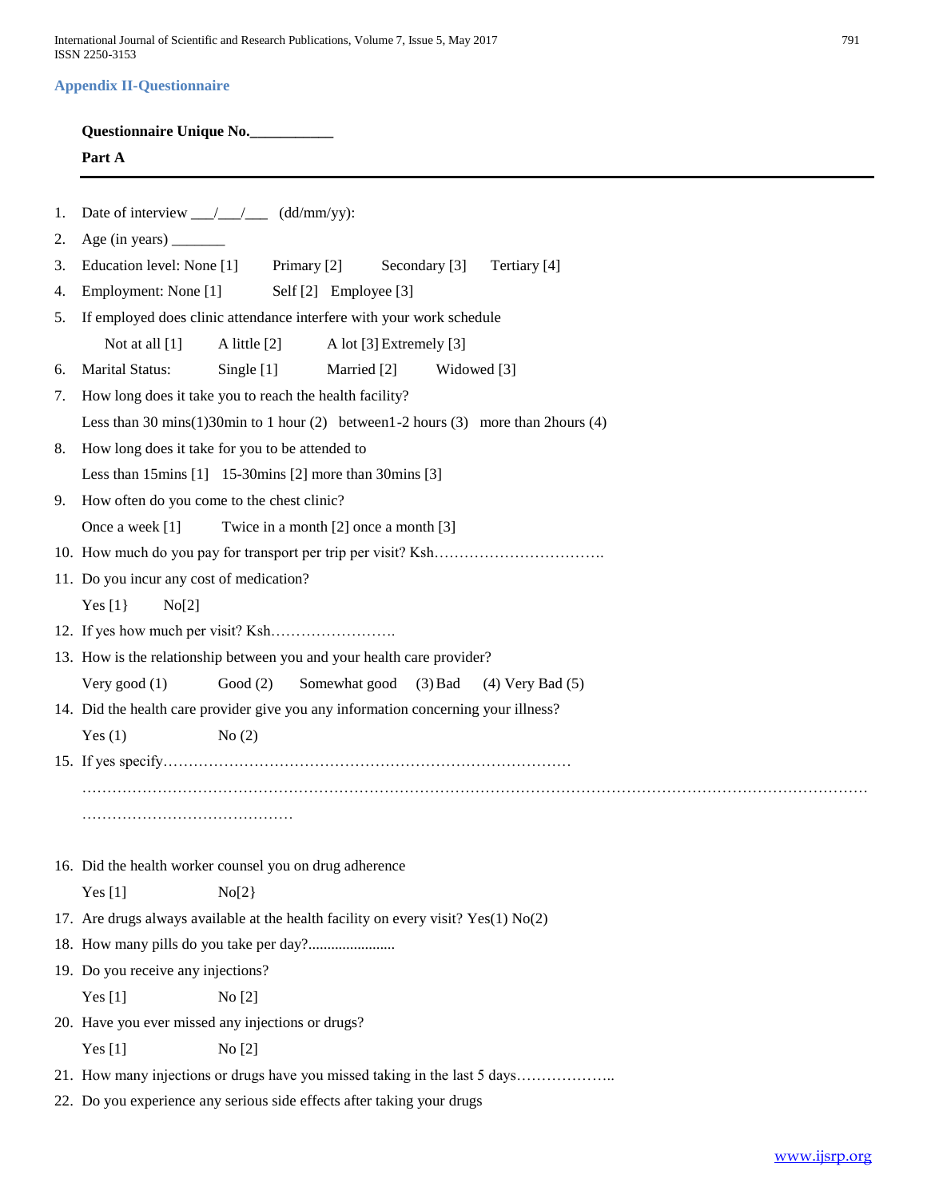### Appendix II-Questionnaire

**Questionnaire Unique No.___________**

**Part A**

---

1. Date of interview ___/___/___ (dd/mm/yy):
2. Age (in years) _______
3. Education level: None [1] Primary [2] Secondary [3] Tertiary [4]
4. Employment: None [1] Self [2] Employee [3]
5. If employed does clinic attendance interfere with your work schedule

   Not at all [1] A little [2] A lot [3] Extremely [3]
6. Marital Status: Single [1] Married [2] Widowed [3]
7. How long does it take you to reach the health facility?

   Less than 30 mins(1)30min to 1 hour (2) between1-2 hours (3) more than 2hours (4)
8. How long does it take for you to be attended to

   Less than 15mins [1] 15-30mins [2] more than 30mins [3]
9. How often do you come to the chest clinic?

   Once a week [1] Twice in a month [2] once a month [3]
10. How much do you pay for transport per trip per visit? Ksh…………………………….
11. Do you incur any cost of medication?

    Yes [1} No[2]
12. If yes how much per visit? Ksh…………………….
13. How is the relationship between you and your health care provider?

    Very good (1) Good (2) Somewhat good (3) Bad (4) Very Bad (5)
14. Did the health care provider give you any information concerning your illness?

    Yes (1) No (2)
15. If yes specify……………………………………………………………………
    ……………………………………………………………………………………………………………………………………
    ……………………………………

16. Did the health worker counsel you on drug adherence

    Yes [1] No[2}
17. Are drugs always available at the health facility on every visit? Yes(1) No(2)
18. How many pills do you take per day?.......................
19. Do you receive any injections?

    Yes [1] No [2]
20. Have you ever missed any injections or drugs?

    Yes [1] No [2]
21. How many injections or drugs have you missed taking in the last 5 days………………..
22. Do you experience any serious side effects after taking your drugs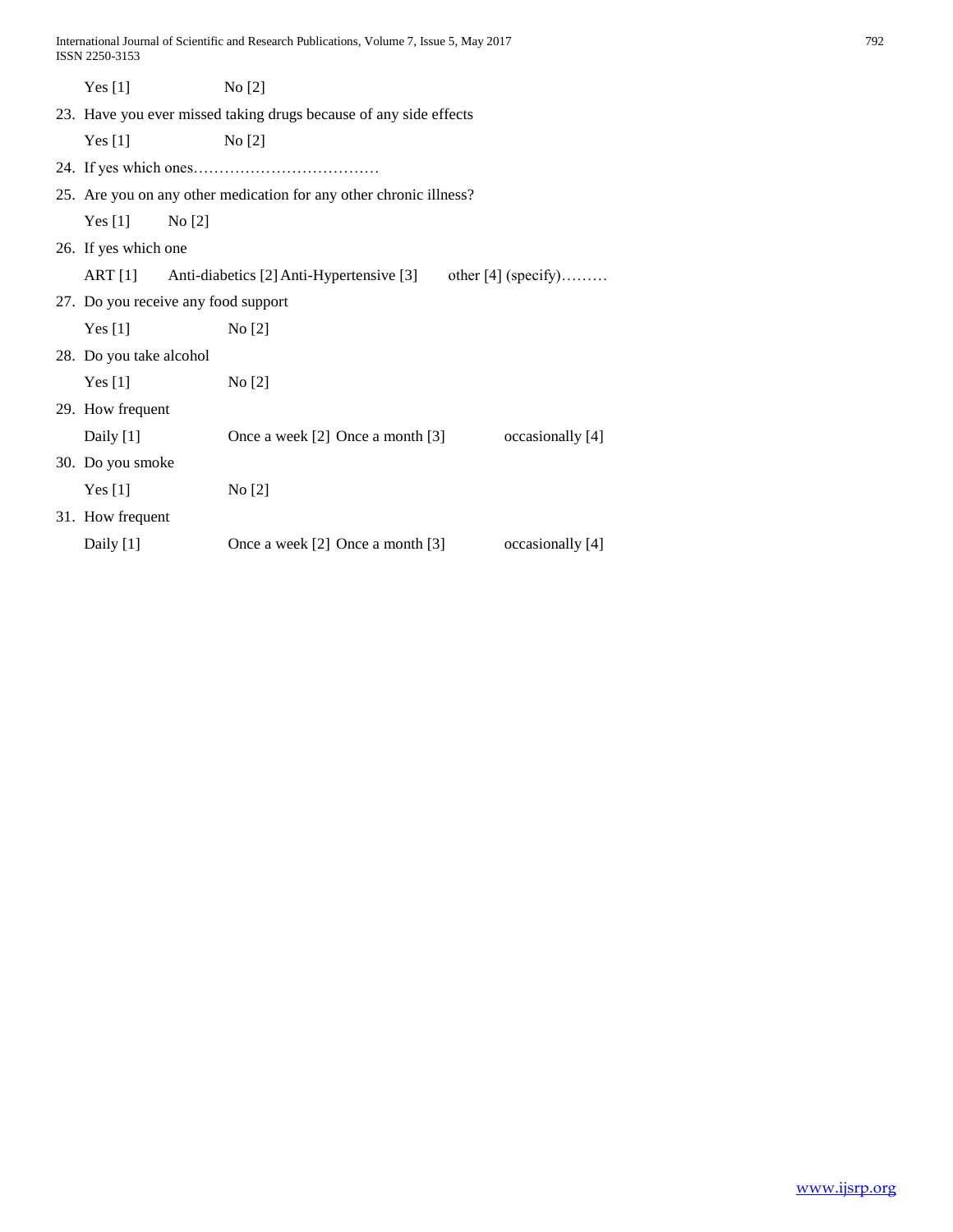Yes [1]  No [2]

23. Have you ever missed taking drugs because of any side effects

    Yes [1]  No [2]

24. If yes which ones………………………………

25. Are you on any other medication for any other chronic illness?

    Yes [1]  No [2]

26. If yes which one

    ART [1]  Anti-diabetics [2] Anti-Hypertensive [3]  other [4] (specify)………

27. Do you receive any food support

    Yes [1]  No [2]

28. Do you take alcohol

    Yes [1]  No [2]

29. How frequent

    Daily [1]  Once a week [2] Once a month [3]  occasionally [4]

30. Do you smoke

    Yes [1]  No [2]

31. How frequent

    Daily [1]  Once a week [2] Once a month [3]  occasionally [4]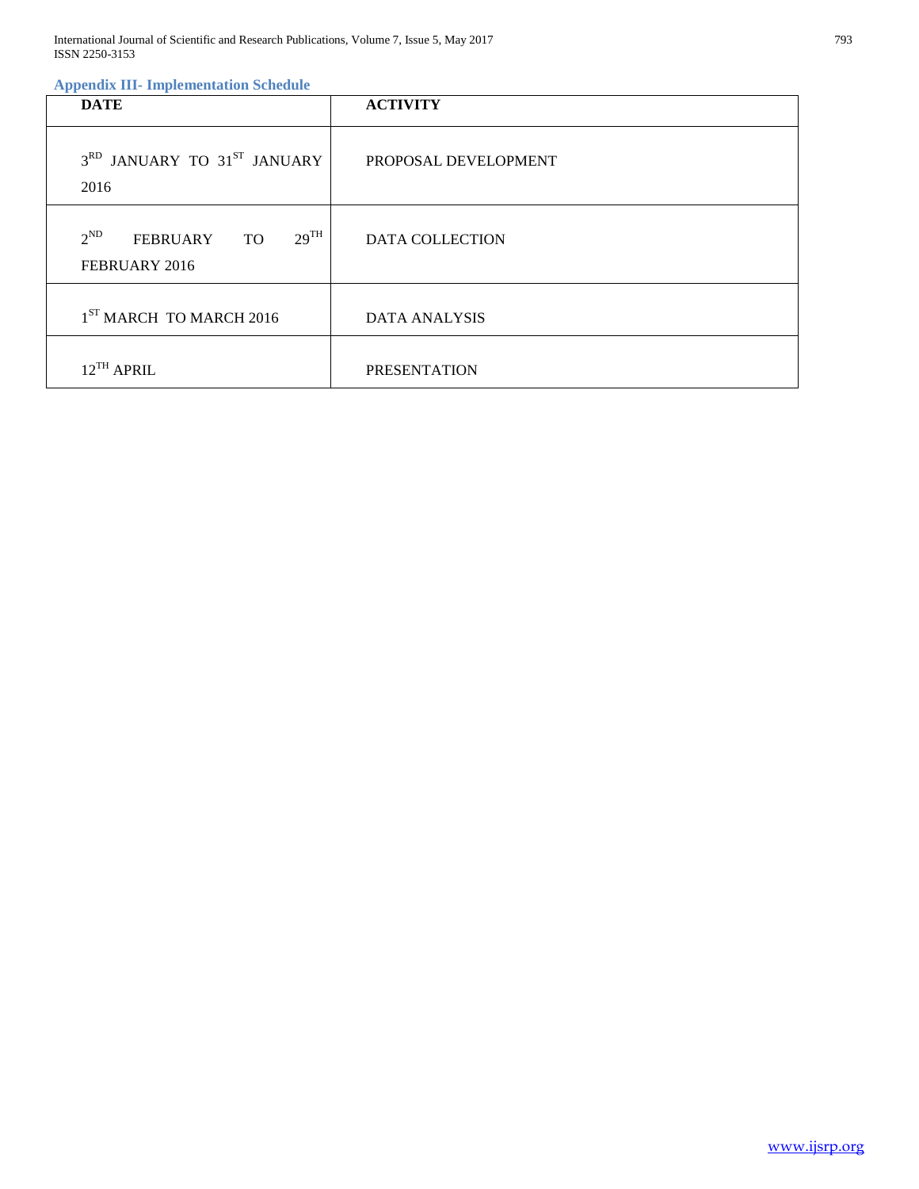### Appendix III- Implementation Schedule

| DATE | ACTIVITY |
|---|---|
| 3RD JANUARY TO 31ST JANUARY 2016 | PROPOSAL DEVELOPMENT |
| 2ND FEBRUARY TO 29TH FEBRUARY 2016 | DATA COLLECTION |
| 1ST MARCH TO MARCH 2016 | DATA ANALYSIS |
| 12TH APRIL | PRESENTATION |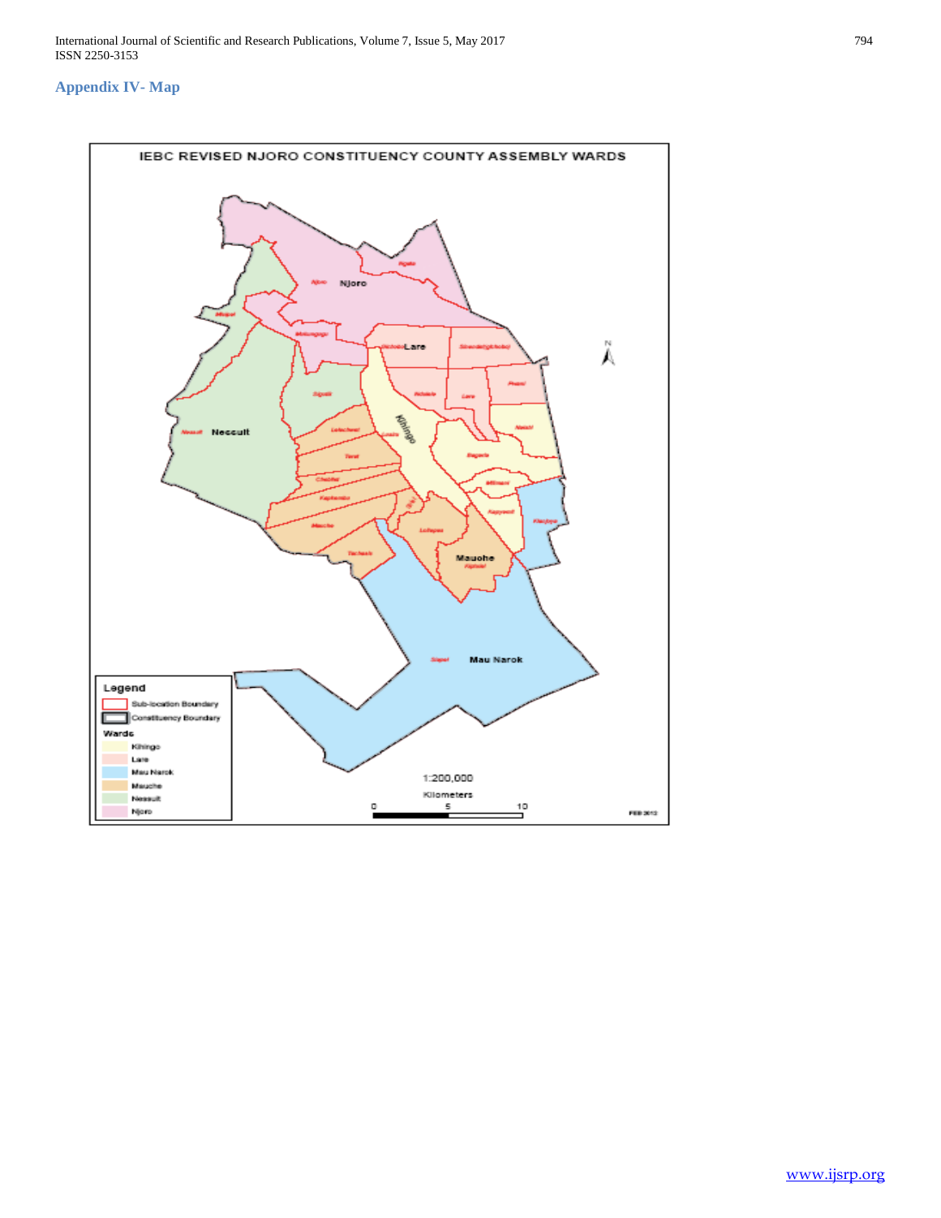## Appendix IV- Map

IEBC REVISED NJORO CONSTITUENCY COUNTY ASSEMBLY WARDS

Legend

Sub-location Boundary

Constituency Boundary

Wards

- Kihingo
- Lare
- Mau Narok
- Mauche
- Nessuit
- Njoro

1:200,000

Kilometers

0 5 10

FEB 2012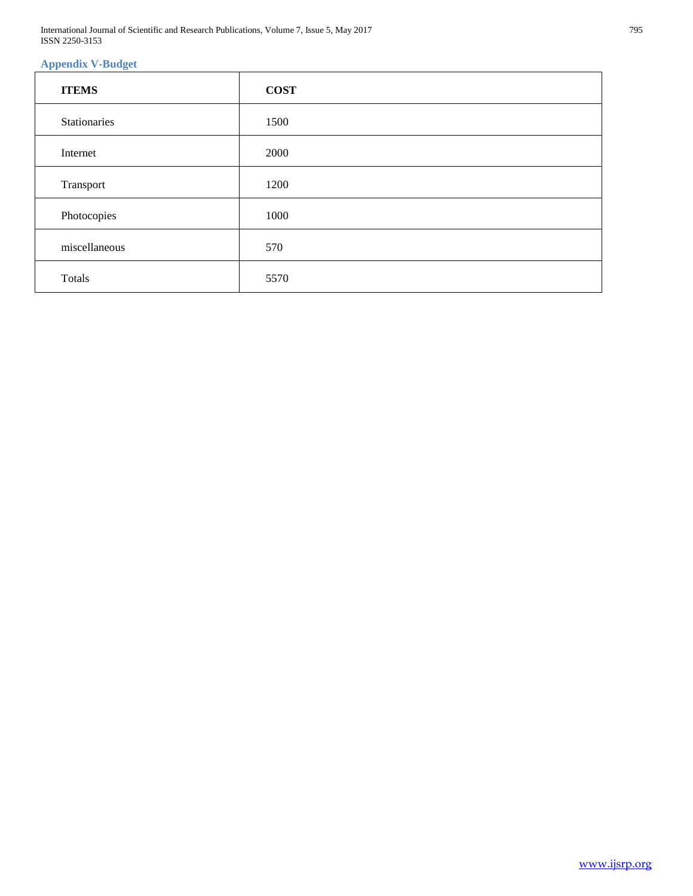## Appendix V-Budget

| ITEMS | COST |
|---|---|
| Stationaries | 1500 |
| Internet | 2000 |
| Transport | 1200 |
| Photocopies | 1000 |
| miscellaneous | 570 |
| Totals | 5570 |